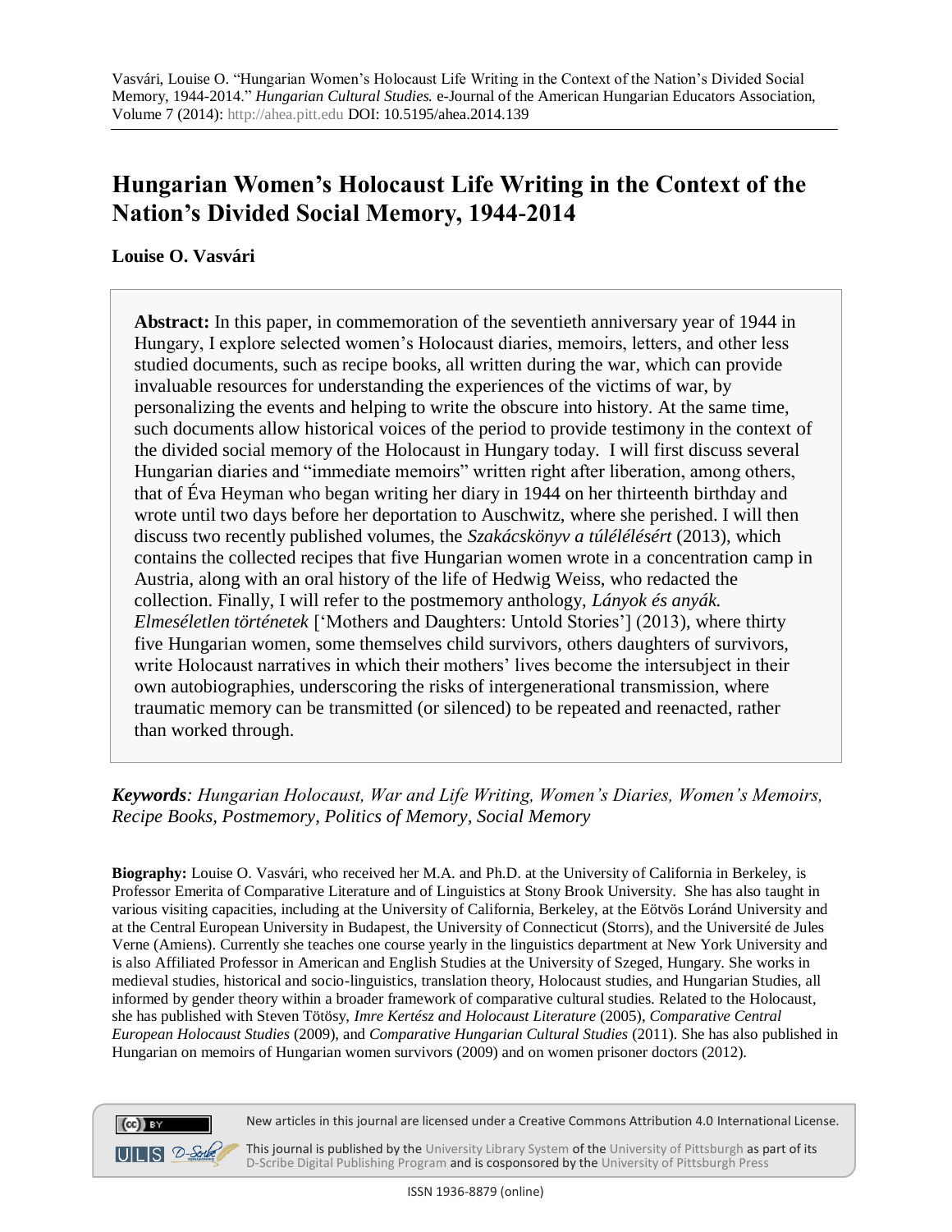Vasvári, Louise O. "Hungarian Women's Holocaust Life Writing in the Context of the Nation's Divided Social Memory, 1944-2014." *Hungarian Cultural Studies.* e-Journal of the American Hungarian Educators Association, Volume 7 (2014): http://ahea.pitt.edu DOI: 10.5195/ahea.2014.139

# Hungarian Women's Holocaust Life Writing in the Context of the Nation's Divided Social Memory, 1944-2014

**Louise O. Vasvári**

**Abstract:** In this paper, in commemoration of the seventieth anniversary year of 1944 in Hungary, I explore selected women's Holocaust diaries, memoirs, letters, and other less studied documents, such as recipe books, all written during the war, which can provide invaluable resources for understanding the experiences of the victims of war, by personalizing the events and helping to write the obscure into history. At the same time, such documents allow historical voices of the period to provide testimony in the context of the divided social memory of the Holocaust in Hungary today. I will first discuss several Hungarian diaries and "immediate memoirs" written right after liberation, among others, that of Éva Heyman who began writing her diary in 1944 on her thirteenth birthday and wrote until two days before her deportation to Auschwitz, where she perished. I will then discuss two recently published volumes, the *Szakácskönyv a túlélélésért* (2013), which contains the collected recipes that five Hungarian women wrote in a concentration camp in Austria, along with an oral history of the life of Hedwig Weiss, who redacted the collection. Finally, I will refer to the postmemory anthology, *Lányok és anyák. Elmeséletlen történetek* ['Mothers and Daughters: Untold Stories'] (2013), where thirty five Hungarian women, some themselves child survivors, others daughters of survivors, write Holocaust narratives in which their mothers' lives become the intersubject in their own autobiographies, underscoring the risks of intergenerational transmission, where traumatic memory can be transmitted (or silenced) to be repeated and reenacted, rather than worked through.

***Keywords**: Hungarian Holocaust, War and Life Writing, Women's Diaries, Women's Memoirs, Recipe Books, Postmemory, Politics of Memory, Social Memory*

**Biography:** Louise O. Vasvári, who received her M.A. and Ph.D. at the University of California in Berkeley, is Professor Emerita of Comparative Literature and of Linguistics at Stony Brook University. She has also taught in various visiting capacities, including at the University of California, Berkeley, at the Eötvös Loránd University and at the Central European University in Budapest, the University of Connecticut (Storrs), and the Université de Jules Verne (Amiens). Currently she teaches one course yearly in the linguistics department at New York University and is also Affiliated Professor in American and English Studies at the University of Szeged, Hungary. She works in medieval studies, historical and socio-linguistics, translation theory, Holocaust studies, and Hungarian Studies, all informed by gender theory within a broader framework of comparative cultural studies. Related to the Holocaust, she has published with Steven Tötösy, *Imre Kertész and Holocaust Literature* (2005), *Comparative Central European Holocaust Studies* (2009), and *Comparative Hungarian Cultural Studies* (2011). She has also published in Hungarian on memoirs of Hungarian women survivors (2009) and on women prisoner doctors (2012).

New articles in this journal are licensed under a Creative Commons Attribution 4.0 International License.

This journal is published by the University Library System of the University of Pittsburgh as part of its D-Scribe Digital Publishing Program and is cosponsored by the University of Pittsburgh Press

ISSN 1936-8879 (online)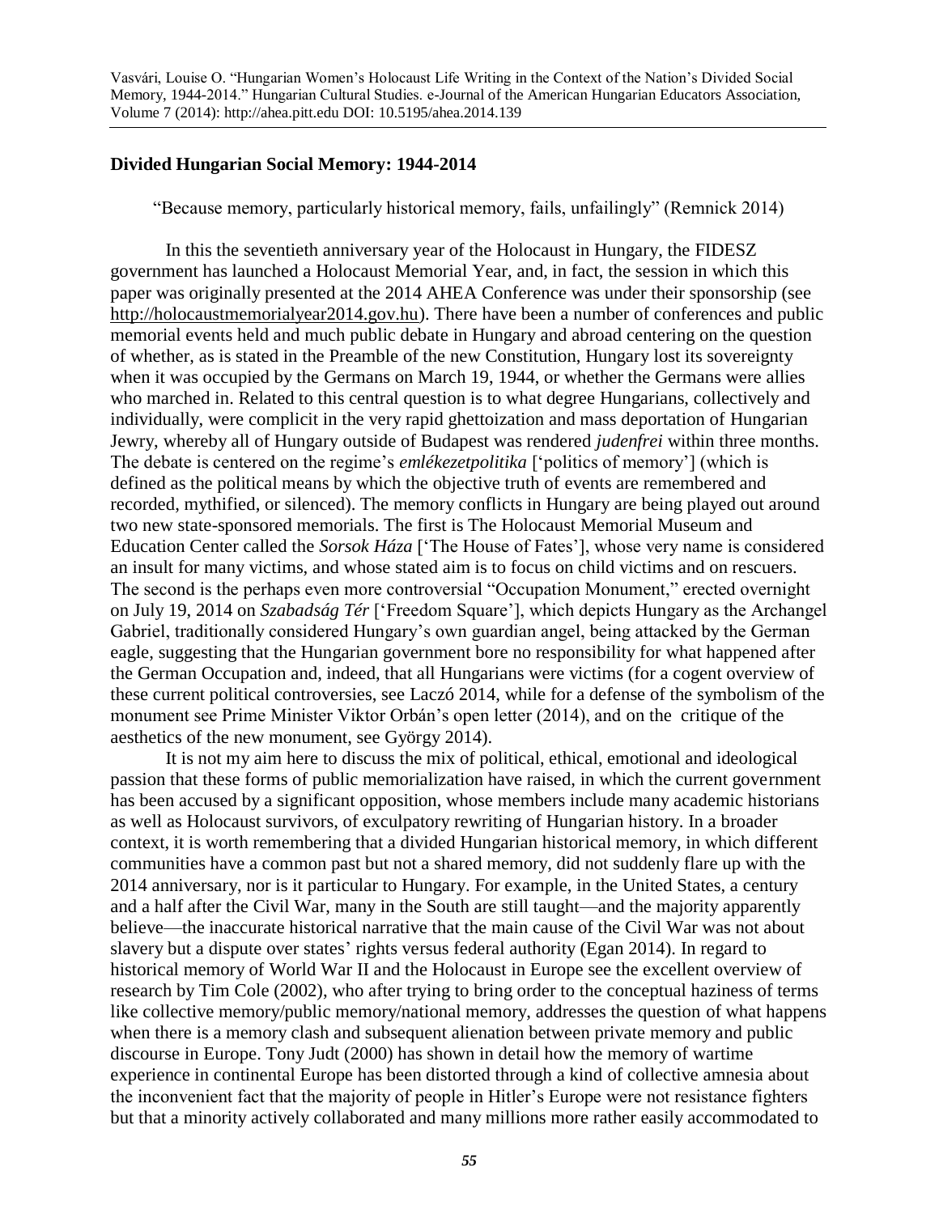## Divided Hungarian Social Memory: 1944-2014

"Because memory, particularly historical memory, fails, unfailingly" (Remnick 2014)

In this the seventieth anniversary year of the Holocaust in Hungary, the FIDESZ government has launched a Holocaust Memorial Year, and, in fact, the session in which this paper was originally presented at the 2014 AHEA Conference was under their sponsorship (see http://holocaustmemorialyear2014.gov.hu). There have been a number of conferences and public memorial events held and much public debate in Hungary and abroad centering on the question of whether, as is stated in the Preamble of the new Constitution, Hungary lost its sovereignty when it was occupied by the Germans on March 19, 1944, or whether the Germans were allies who marched in. Related to this central question is to what degree Hungarians, collectively and individually, were complicit in the very rapid ghettoization and mass deportation of Hungarian Jewry, whereby all of Hungary outside of Budapest was rendered *judenfrei* within three months. The debate is centered on the regime's *emlékezetpolitika* ['politics of memory'] (which is defined as the political means by which the objective truth of events are remembered and recorded, mythified, or silenced). The memory conflicts in Hungary are being played out around two new state-sponsored memorials. The first is The Holocaust Memorial Museum and Education Center called the *Sorsok Háza* ['The House of Fates'], whose very name is considered an insult for many victims, and whose stated aim is to focus on child victims and on rescuers. The second is the perhaps even more controversial "Occupation Monument," erected overnight on July 19, 2014 on *Szabadság Tér* ['Freedom Square'], which depicts Hungary as the Archangel Gabriel, traditionally considered Hungary's own guardian angel, being attacked by the German eagle, suggesting that the Hungarian government bore no responsibility for what happened after the German Occupation and, indeed, that all Hungarians were victims (for a cogent overview of these current political controversies, see Laczó 2014, while for a defense of the symbolism of the monument see Prime Minister Viktor Orbán's open letter (2014), and on the critique of the aesthetics of the new monument, see György 2014).

It is not my aim here to discuss the mix of political, ethical, emotional and ideological passion that these forms of public memorialization have raised, in which the current government has been accused by a significant opposition, whose members include many academic historians as well as Holocaust survivors, of exculpatory rewriting of Hungarian history. In a broader context, it is worth remembering that a divided Hungarian historical memory, in which different communities have a common past but not a shared memory, did not suddenly flare up with the 2014 anniversary, nor is it particular to Hungary. For example, in the United States, a century and a half after the Civil War, many in the South are still taught—and the majority apparently believe—the inaccurate historical narrative that the main cause of the Civil War was not about slavery but a dispute over states' rights versus federal authority (Egan 2014). In regard to historical memory of World War II and the Holocaust in Europe see the excellent overview of research by Tim Cole (2002), who after trying to bring order to the conceptual haziness of terms like collective memory/public memory/national memory, addresses the question of what happens when there is a memory clash and subsequent alienation between private memory and public discourse in Europe. Tony Judt (2000) has shown in detail how the memory of wartime experience in continental Europe has been distorted through a kind of collective amnesia about the inconvenient fact that the majority of people in Hitler's Europe were not resistance fighters but that a minority actively collaborated and many millions more rather easily accommodated to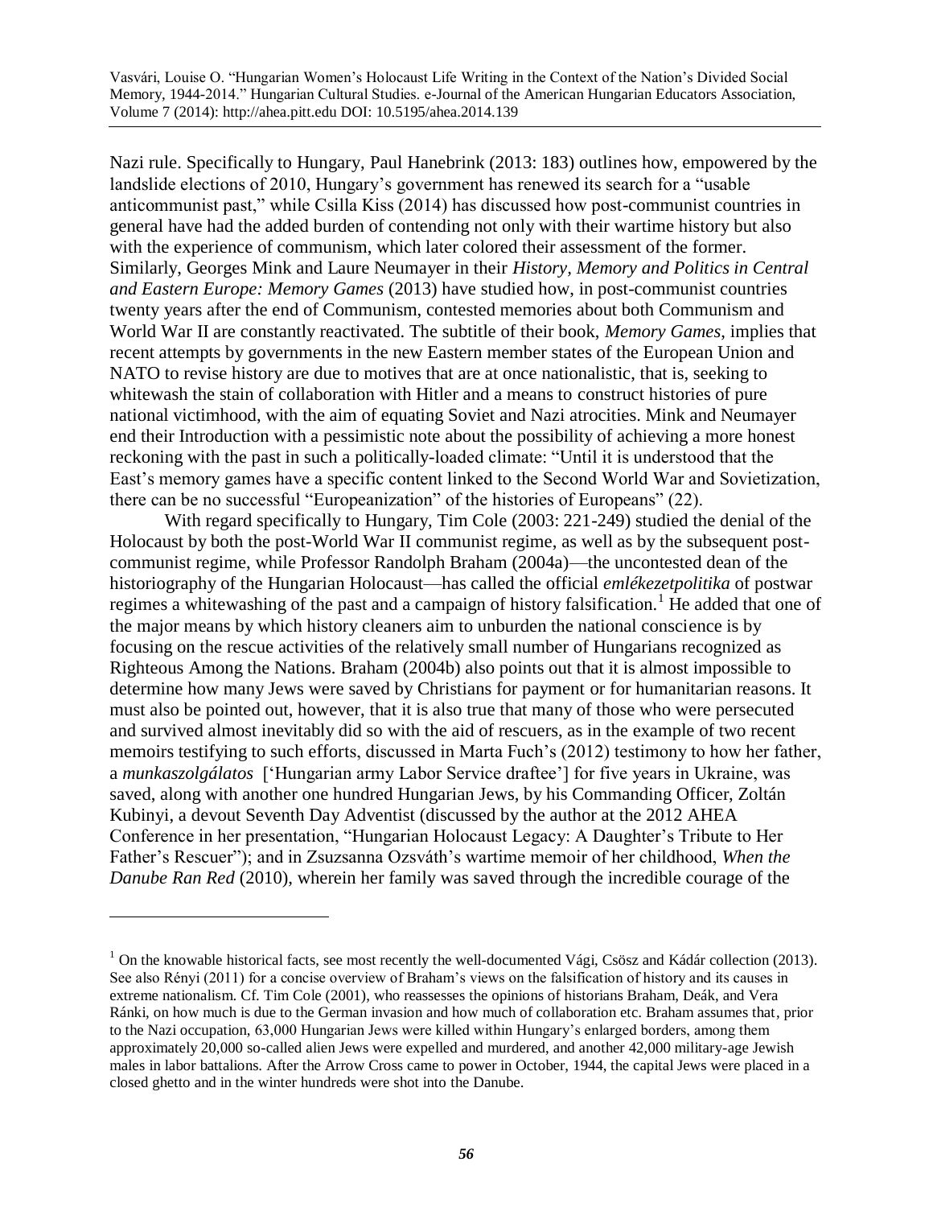Nazi rule. Specifically to Hungary, Paul Hanebrink (2013: 183) outlines how, empowered by the landslide elections of 2010, Hungary's government has renewed its search for a "usable anticommunist past," while Csilla Kiss (2014) has discussed how post-communist countries in general have had the added burden of contending not only with their wartime history but also with the experience of communism, which later colored their assessment of the former. Similarly, Georges Mink and Laure Neumayer in their *History, Memory and Politics in Central and Eastern Europe: Memory Games* (2013) have studied how, in post-communist countries twenty years after the end of Communism, contested memories about both Communism and World War II are constantly reactivated. The subtitle of their book, *Memory Games*, implies that recent attempts by governments in the new Eastern member states of the European Union and NATO to revise history are due to motives that are at once nationalistic, that is, seeking to whitewash the stain of collaboration with Hitler and a means to construct histories of pure national victimhood, with the aim of equating Soviet and Nazi atrocities. Mink and Neumayer end their Introduction with a pessimistic note about the possibility of achieving a more honest reckoning with the past in such a politically-loaded climate: "Until it is understood that the East's memory games have a specific content linked to the Second World War and Sovietization, there can be no successful "Europeanization" of the histories of Europeans" (22).

With regard specifically to Hungary, Tim Cole (2003: 221-249) studied the denial of the Holocaust by both the post-World War II communist regime, as well as by the subsequent post-communist regime, while Professor Randolph Braham (2004a)—the uncontested dean of the historiography of the Hungarian Holocaust—has called the official *emlékezetpolitika* of postwar regimes a whitewashing of the past and a campaign of history falsification.[1] He added that one of the major means by which history cleaners aim to unburden the national conscience is by focusing on the rescue activities of the relatively small number of Hungarians recognized as Righteous Among the Nations. Braham (2004b) also points out that it is almost impossible to determine how many Jews were saved by Christians for payment or for humanitarian reasons. It must also be pointed out, however, that it is also true that many of those who were persecuted and survived almost inevitably did so with the aid of rescuers, as in the example of two recent memoirs testifying to such efforts, discussed in Marta Fuch's (2012) testimony to how her father, a *munkaszolgálatos* ['Hungarian army Labor Service draftee'] for five years in Ukraine, was saved, along with another one hundred Hungarian Jews, by his Commanding Officer, Zoltán Kubinyi, a devout Seventh Day Adventist (discussed by the author at the 2012 AHEA Conference in her presentation, "Hungarian Holocaust Legacy: A Daughter's Tribute to Her Father's Rescuer"); and in Zsuzsanna Ozsváth's wartime memoir of her childhood, *When the Danube Ran Red* (2010), wherein her family was saved through the incredible courage of the

---

[1] On the knowable historical facts, see most recently the well-documented Vági, Csösz and Kádár collection (2013). See also Rényi (2011) for a concise overview of Braham's views on the falsification of history and its causes in extreme nationalism. Cf. Tim Cole (2001), who reassesses the opinions of historians Braham, Deák, and Vera Ránki, on how much is due to the German invasion and how much of collaboration etc. Braham assumes that, prior to the Nazi occupation, 63,000 Hungarian Jews were killed within Hungary's enlarged borders, among them approximately 20,000 so-called alien Jews were expelled and murdered, and another 42,000 military-age Jewish males in labor battalions. After the Arrow Cross came to power in October, 1944, the capital Jews were placed in a closed ghetto and in the winter hundreds were shot into the Danube.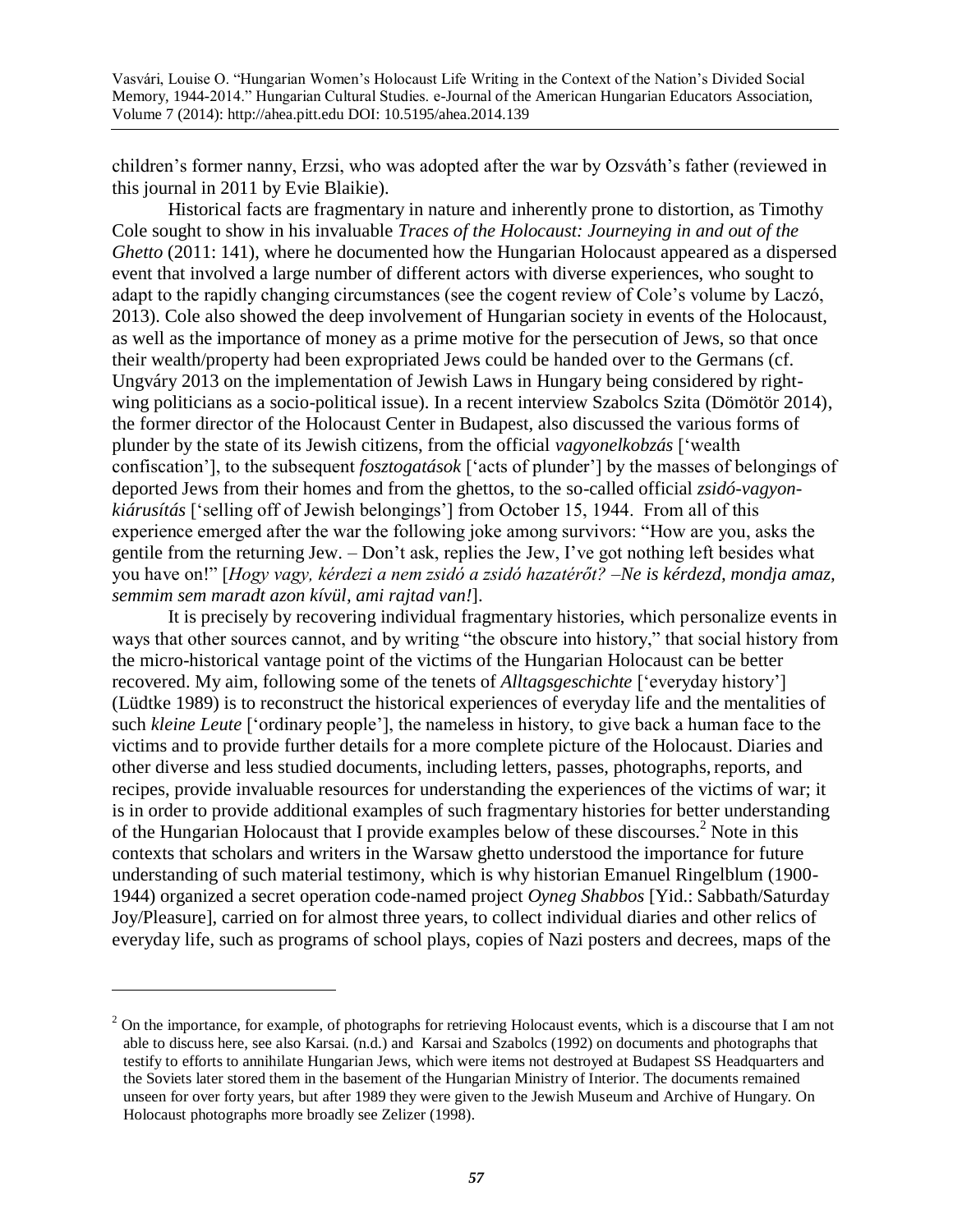children's former nanny, Erzsi, who was adopted after the war by Ozsváth's father (reviewed in this journal in 2011 by Evie Blaikie).

Historical facts are fragmentary in nature and inherently prone to distortion, as Timothy Cole sought to show in his invaluable *Traces of the Holocaust: Journeying in and out of the Ghetto* (2011: 141), where he documented how the Hungarian Holocaust appeared as a dispersed event that involved a large number of different actors with diverse experiences, who sought to adapt to the rapidly changing circumstances (see the cogent review of Cole's volume by Laczó, 2013). Cole also showed the deep involvement of Hungarian society in events of the Holocaust, as well as the importance of money as a prime motive for the persecution of Jews, so that once their wealth/property had been expropriated Jews could be handed over to the Germans (cf. Ungváry 2013 on the implementation of Jewish Laws in Hungary being considered by right-wing politicians as a socio-political issue). In a recent interview Szabolcs Szita (Dömötör 2014), the former director of the Holocaust Center in Budapest, also discussed the various forms of plunder by the state of its Jewish citizens, from the official *vagyonelkobzás* ['wealth confiscation'], to the subsequent *fosztogatások* ['acts of plunder'] by the masses of belongings of deported Jews from their homes and from the ghettos, to the so-called official *zsidó-vagyon-kiárusítás* ['selling off of Jewish belongings'] from October 15, 1944. From all of this experience emerged after the war the following joke among survivors: "How are you, asks the gentile from the returning Jew. – Don't ask, replies the Jew, I've got nothing left besides what you have on!" [*Hogy vagy, kérdezi a nem zsidó a zsidó hazatérőt? –Ne is kérdezd, mondja amaz, semmim sem maradt azon kívül, ami rajtad van!*].

It is precisely by recovering individual fragmentary histories, which personalize events in ways that other sources cannot, and by writing "the obscure into history," that social history from the micro-historical vantage point of the victims of the Hungarian Holocaust can be better recovered. My aim, following some of the tenets of *Alltagsgeschichte* ['everyday history'] (Lüdtke 1989) is to reconstruct the historical experiences of everyday life and the mentalities of such *kleine Leute* ['ordinary people'], the nameless in history, to give back a human face to the victims and to provide further details for a more complete picture of the Holocaust. Diaries and other diverse and less studied documents, including letters, passes, photographs, reports, and recipes, provide invaluable resources for understanding the experiences of the victims of war; it is in order to provide additional examples of such fragmentary histories for better understanding of the Hungarian Holocaust that I provide examples below of these discourses.[2] Note in this contexts that scholars and writers in the Warsaw ghetto understood the importance for future understanding of such material testimony, which is why historian Emanuel Ringelblum (1900-1944) organized a secret operation code-named project *Oyneg Shabbos* [Yid.: Sabbath/Saturday Joy/Pleasure], carried on for almost three years, to collect individual diaries and other relics of everyday life, such as programs of school plays, copies of Nazi posters and decrees, maps of the

---

[2] On the importance, for example, of photographs for retrieving Holocaust events, which is a discourse that I am not able to discuss here, see also Karsai. (n.d.) and Karsai and Szabolcs (1992) on documents and photographs that testify to efforts to annihilate Hungarian Jews, which were items not destroyed at Budapest SS Headquarters and the Soviets later stored them in the basement of the Hungarian Ministry of Interior. The documents remained unseen for over forty years, but after 1989 they were given to the Jewish Museum and Archive of Hungary. On Holocaust photographs more broadly see Zelizer (1998).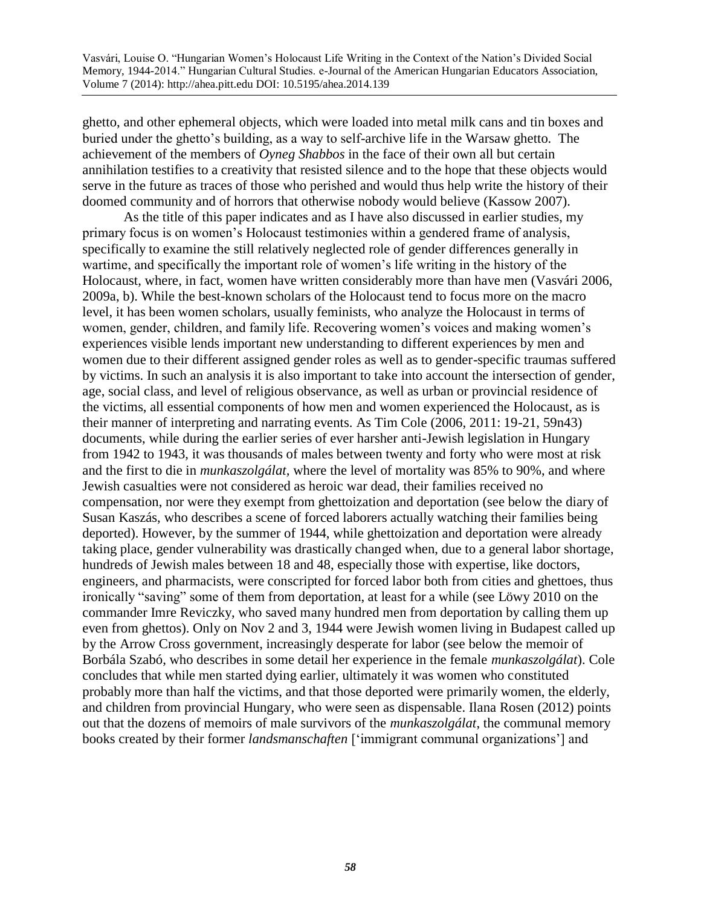ghetto, and other ephemeral objects, which were loaded into metal milk cans and tin boxes and buried under the ghetto's building, as a way to self-archive life in the Warsaw ghetto. The achievement of the members of *Oyneg Shabbos* in the face of their own all but certain annihilation testifies to a creativity that resisted silence and to the hope that these objects would serve in the future as traces of those who perished and would thus help write the history of their doomed community and of horrors that otherwise nobody would believe (Kassow 2007).

As the title of this paper indicates and as I have also discussed in earlier studies, my primary focus is on women's Holocaust testimonies within a gendered frame of analysis, specifically to examine the still relatively neglected role of gender differences generally in wartime, and specifically the important role of women's life writing in the history of the Holocaust, where, in fact, women have written considerably more than have men (Vasvári 2006, 2009a, b). While the best-known scholars of the Holocaust tend to focus more on the macro level, it has been women scholars, usually feminists, who analyze the Holocaust in terms of women, gender, children, and family life. Recovering women's voices and making women's experiences visible lends important new understanding to different experiences by men and women due to their different assigned gender roles as well as to gender-specific traumas suffered by victims. In such an analysis it is also important to take into account the intersection of gender, age, social class, and level of religious observance, as well as urban or provincial residence of the victims, all essential components of how men and women experienced the Holocaust, as is their manner of interpreting and narrating events. As Tim Cole (2006, 2011: 19-21, 59n43) documents, while during the earlier series of ever harsher anti-Jewish legislation in Hungary from 1942 to 1943, it was thousands of males between twenty and forty who were most at risk and the first to die in *munkaszolgálat*, where the level of mortality was 85% to 90%, and where Jewish casualties were not considered as heroic war dead, their families received no compensation, nor were they exempt from ghettoization and deportation (see below the diary of Susan Kaszás, who describes a scene of forced laborers actually watching their families being deported). However, by the summer of 1944, while ghettoization and deportation were already taking place, gender vulnerability was drastically changed when, due to a general labor shortage, hundreds of Jewish males between 18 and 48, especially those with expertise, like doctors, engineers, and pharmacists, were conscripted for forced labor both from cities and ghettoes, thus ironically "saving" some of them from deportation, at least for a while (see Löwy 2010 on the commander Imre Reviczky, who saved many hundred men from deportation by calling them up even from ghettos). Only on Nov 2 and 3, 1944 were Jewish women living in Budapest called up by the Arrow Cross government, increasingly desperate for labor (see below the memoir of Borbála Szabó, who describes in some detail her experience in the female *munkaszolgálat*). Cole concludes that while men started dying earlier, ultimately it was women who constituted probably more than half the victims, and that those deported were primarily women, the elderly, and children from provincial Hungary, who were seen as dispensable. Ilana Rosen (2012) points out that the dozens of memoirs of male survivors of the *munkaszolgálat*, the communal memory books created by their former *landsmanschaften* ['immigrant communal organizations'] and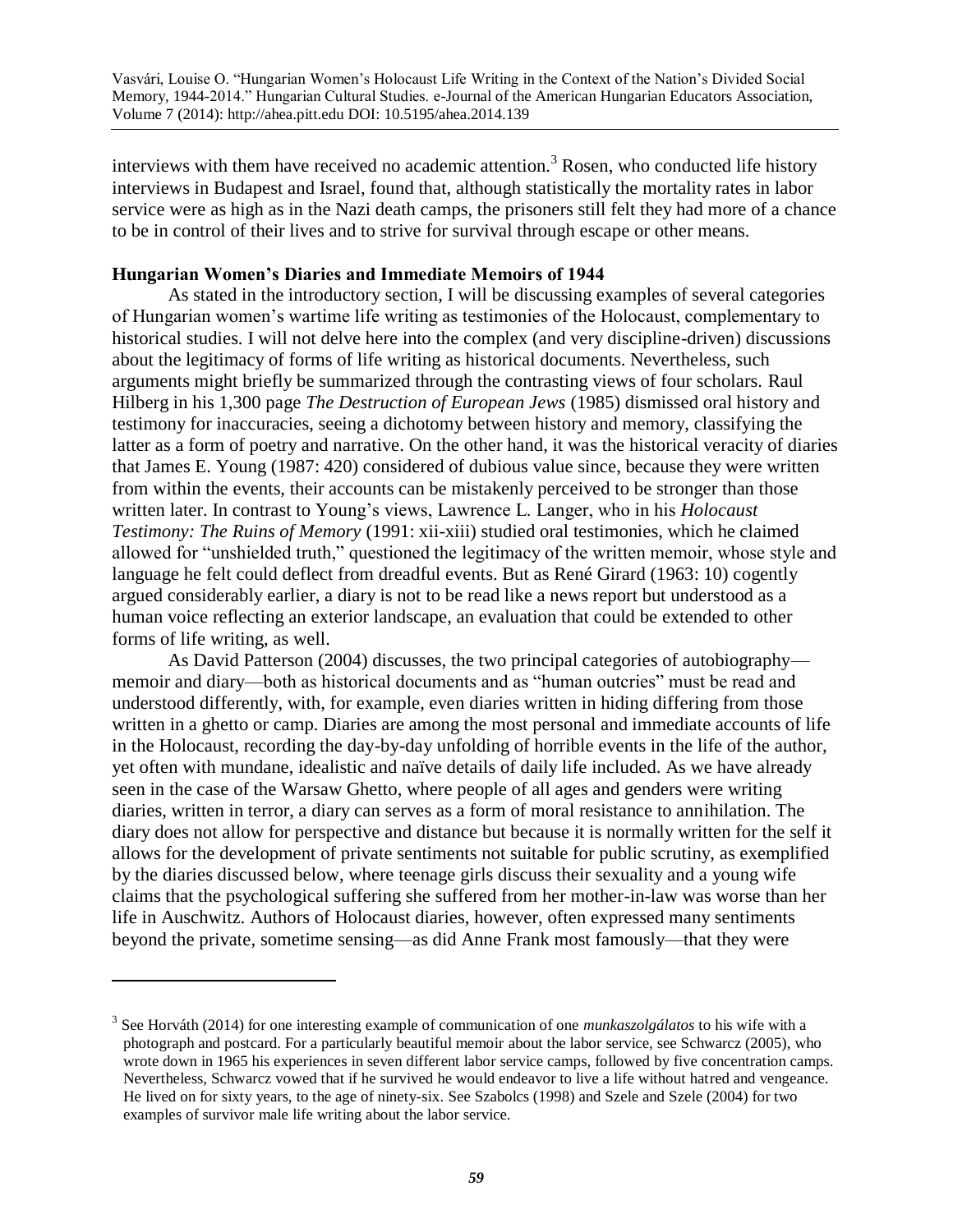interviews with them have received no academic attention.[3] Rosen, who conducted life history interviews in Budapest and Israel, found that, although statistically the mortality rates in labor service were as high as in the Nazi death camps, the prisoners still felt they had more of a chance to be in control of their lives and to strive for survival through escape or other means.

**Hungarian Women's Diaries and Immediate Memoirs of 1944**

As stated in the introductory section, I will be discussing examples of several categories of Hungarian women's wartime life writing as testimonies of the Holocaust, complementary to historical studies. I will not delve here into the complex (and very discipline-driven) discussions about the legitimacy of forms of life writing as historical documents. Nevertheless, such arguments might briefly be summarized through the contrasting views of four scholars. Raul Hilberg in his 1,300 page *The Destruction of European Jews* (1985) dismissed oral history and testimony for inaccuracies, seeing a dichotomy between history and memory, classifying the latter as a form of poetry and narrative. On the other hand, it was the historical veracity of diaries that James E. Young (1987: 420) considered of dubious value since, because they were written from within the events, their accounts can be mistakenly perceived to be stronger than those written later. In contrast to Young's views, Lawrence L. Langer, who in his *Holocaust Testimony: The Ruins of Memory* (1991: xii-xiii) studied oral testimonies, which he claimed allowed for "unshielded truth," questioned the legitimacy of the written memoir, whose style and language he felt could deflect from dreadful events. But as René Girard (1963: 10) cogently argued considerably earlier, a diary is not to be read like a news report but understood as a human voice reflecting an exterior landscape, an evaluation that could be extended to other forms of life writing, as well.

As David Patterson (2004) discusses, the two principal categories of autobiography—memoir and diary—both as historical documents and as "human outcries" must be read and understood differently, with, for example, even diaries written in hiding differing from those written in a ghetto or camp. Diaries are among the most personal and immediate accounts of life in the Holocaust, recording the day-by-day unfolding of horrible events in the life of the author, yet often with mundane, idealistic and naïve details of daily life included. As we have already seen in the case of the Warsaw Ghetto, where people of all ages and genders were writing diaries, written in terror, a diary can serves as a form of moral resistance to annihilation. The diary does not allow for perspective and distance but because it is normally written for the self it allows for the development of private sentiments not suitable for public scrutiny, as exemplified by the diaries discussed below, where teenage girls discuss their sexuality and a young wife claims that the psychological suffering she suffered from her mother-in-law was worse than her life in Auschwitz. Authors of Holocaust diaries, however, often expressed many sentiments beyond the private, sometime sensing—as did Anne Frank most famously—that they were

---

[3] See Horváth (2014) for one interesting example of communication of one *munkaszolgálatos* to his wife with a photograph and postcard. For a particularly beautiful memoir about the labor service, see Schwarcz (2005), who wrote down in 1965 his experiences in seven different labor service camps, followed by five concentration camps. Nevertheless, Schwarcz vowed that if he survived he would endeavor to live a life without hatred and vengeance. He lived on for sixty years, to the age of ninety-six. See Szabolcs (1998) and Szele and Szele (2004) for two examples of survivor male life writing about the labor service.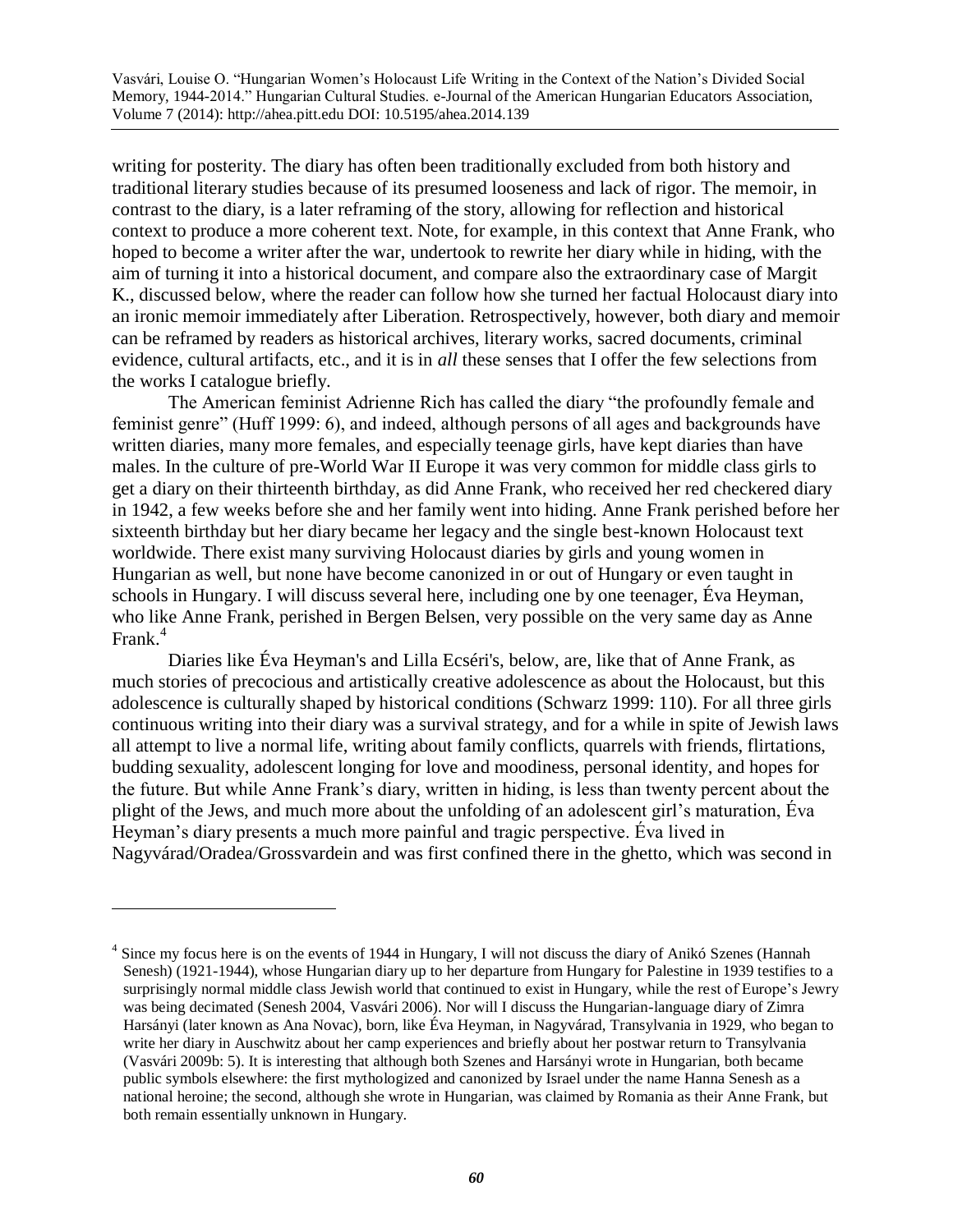writing for posterity. The diary has often been traditionally excluded from both history and traditional literary studies because of its presumed looseness and lack of rigor. The memoir, in contrast to the diary, is a later reframing of the story, allowing for reflection and historical context to produce a more coherent text. Note, for example, in this context that Anne Frank, who hoped to become a writer after the war, undertook to rewrite her diary while in hiding, with the aim of turning it into a historical document, and compare also the extraordinary case of Margit K., discussed below, where the reader can follow how she turned her factual Holocaust diary into an ironic memoir immediately after Liberation. Retrospectively, however, both diary and memoir can be reframed by readers as historical archives, literary works, sacred documents, criminal evidence, cultural artifacts, etc., and it is in *all* these senses that I offer the few selections from the works I catalogue briefly.

The American feminist Adrienne Rich has called the diary "the profoundly female and feminist genre" (Huff 1999: 6), and indeed, although persons of all ages and backgrounds have written diaries, many more females, and especially teenage girls, have kept diaries than have males. In the culture of pre-World War II Europe it was very common for middle class girls to get a diary on their thirteenth birthday, as did Anne Frank, who received her red checkered diary in 1942, a few weeks before she and her family went into hiding. Anne Frank perished before her sixteenth birthday but her diary became her legacy and the single best-known Holocaust text worldwide. There exist many surviving Holocaust diaries by girls and young women in Hungarian as well, but none have become canonized in or out of Hungary or even taught in schools in Hungary. I will discuss several here, including one by one teenager, Éva Heyman, who like Anne Frank, perished in Bergen Belsen, very possible on the very same day as Anne Frank.[4]

Diaries like Éva Heyman's and Lilla Ecséri's, below, are, like that of Anne Frank, as much stories of precocious and artistically creative adolescence as about the Holocaust, but this adolescence is culturally shaped by historical conditions (Schwarz 1999: 110). For all three girls continuous writing into their diary was a survival strategy, and for a while in spite of Jewish laws all attempt to live a normal life, writing about family conflicts, quarrels with friends, flirtations, budding sexuality, adolescent longing for love and moodiness, personal identity, and hopes for the future. But while Anne Frank's diary, written in hiding, is less than twenty percent about the plight of the Jews, and much more about the unfolding of an adolescent girl's maturation, Éva Heyman's diary presents a much more painful and tragic perspective. Éva lived in Nagyvárad/Oradea/Grossvardein and was first confined there in the ghetto, which was second in

[4] Since my focus here is on the events of 1944 in Hungary, I will not discuss the diary of Anikó Szenes (Hannah Senesh) (1921-1944), whose Hungarian diary up to her departure from Hungary for Palestine in 1939 testifies to a surprisingly normal middle class Jewish world that continued to exist in Hungary, while the rest of Europe's Jewry was being decimated (Senesh 2004, Vasvári 2006). Nor will I discuss the Hungarian-language diary of Zimra Harsányi (later known as Ana Novac), born, like Éva Heyman, in Nagyvárad, Transylvania in 1929, who began to write her diary in Auschwitz about her camp experiences and briefly about her postwar return to Transylvania (Vasvári 2009b: 5). It is interesting that although both Szenes and Harsányi wrote in Hungarian, both became public symbols elsewhere: the first mythologized and canonized by Israel under the name Hanna Senesh as a national heroine; the second, although she wrote in Hungarian, was claimed by Romania as their Anne Frank, but both remain essentially unknown in Hungary.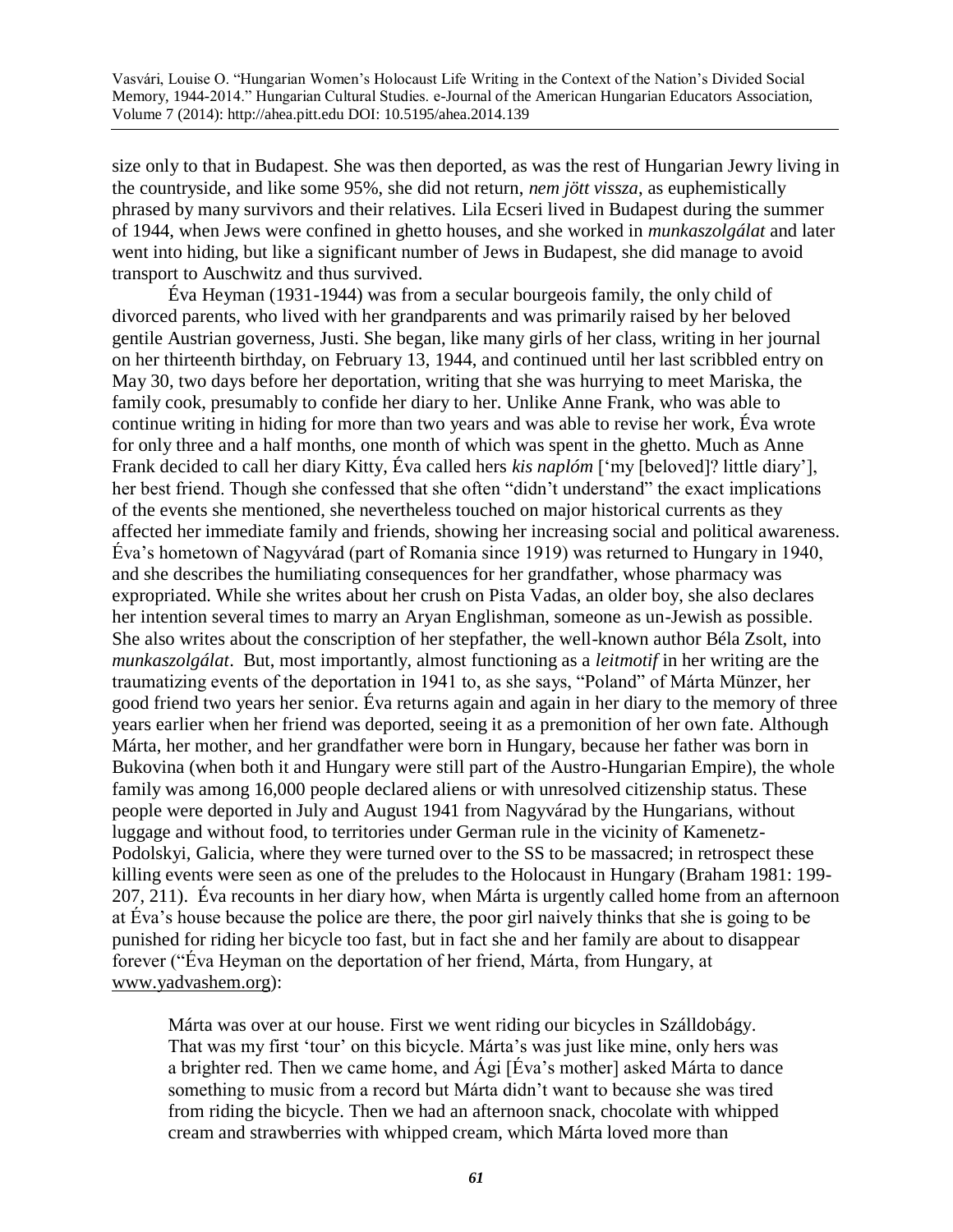size only to that in Budapest. She was then deported, as was the rest of Hungarian Jewry living in the countryside, and like some 95%, she did not return, *nem jött vissza*, as euphemistically phrased by many survivors and their relatives. Lila Ecseri lived in Budapest during the summer of 1944, when Jews were confined in ghetto houses, and she worked in *munkaszolgálat* and later went into hiding, but like a significant number of Jews in Budapest, she did manage to avoid transport to Auschwitz and thus survived.

Éva Heyman (1931-1944) was from a secular bourgeois family, the only child of divorced parents, who lived with her grandparents and was primarily raised by her beloved gentile Austrian governess, Justi. She began, like many girls of her class, writing in her journal on her thirteenth birthday, on February 13, 1944, and continued until her last scribbled entry on May 30, two days before her deportation, writing that she was hurrying to meet Mariska, the family cook, presumably to confide her diary to her. Unlike Anne Frank, who was able to continue writing in hiding for more than two years and was able to revise her work, Éva wrote for only three and a half months, one month of which was spent in the ghetto. Much as Anne Frank decided to call her diary Kitty, Éva called hers *kis naplóm* ['my [beloved]? little diary'], her best friend. Though she confessed that she often "didn't understand" the exact implications of the events she mentioned, she nevertheless touched on major historical currents as they affected her immediate family and friends, showing her increasing social and political awareness. Éva's hometown of Nagyvárad (part of Romania since 1919) was returned to Hungary in 1940, and she describes the humiliating consequences for her grandfather, whose pharmacy was expropriated. While she writes about her crush on Pista Vadas, an older boy, she also declares her intention several times to marry an Aryan Englishman, someone as un-Jewish as possible. She also writes about the conscription of her stepfather, the well-known author Béla Zsolt, into *munkaszolgálat*. But, most importantly, almost functioning as a *leitmotif* in her writing are the traumatizing events of the deportation in 1941 to, as she says, "Poland" of Márta Münzer, her good friend two years her senior. Éva returns again and again in her diary to the memory of three years earlier when her friend was deported, seeing it as a premonition of her own fate. Although Márta, her mother, and her grandfather were born in Hungary, because her father was born in Bukovina (when both it and Hungary were still part of the Austro-Hungarian Empire), the whole family was among 16,000 people declared aliens or with unresolved citizenship status. These people were deported in July and August 1941 from Nagyvárad by the Hungarians, without luggage and without food, to territories under German rule in the vicinity of Kamenetz-Podolskyi, Galicia, where they were turned over to the SS to be massacred; in retrospect these killing events were seen as one of the preludes to the Holocaust in Hungary (Braham 1981: 199-207, 211). Éva recounts in her diary how, when Márta is urgently called home from an afternoon at Éva's house because the police are there, the poor girl naively thinks that she is going to be punished for riding her bicycle too fast, but in fact she and her family are about to disappear forever ("Éva Heyman on the deportation of her friend, Márta, from Hungary, at www.yadvashem.org):

> Márta was over at our house. First we went riding our bicycles in Szálldobágy. That was my first 'tour' on this bicycle. Márta's was just like mine, only hers was a brighter red. Then we came home, and Ági [Éva's mother] asked Márta to dance something to music from a record but Márta didn't want to because she was tired from riding the bicycle. Then we had an afternoon snack, chocolate with whipped cream and strawberries with whipped cream, which Márta loved more than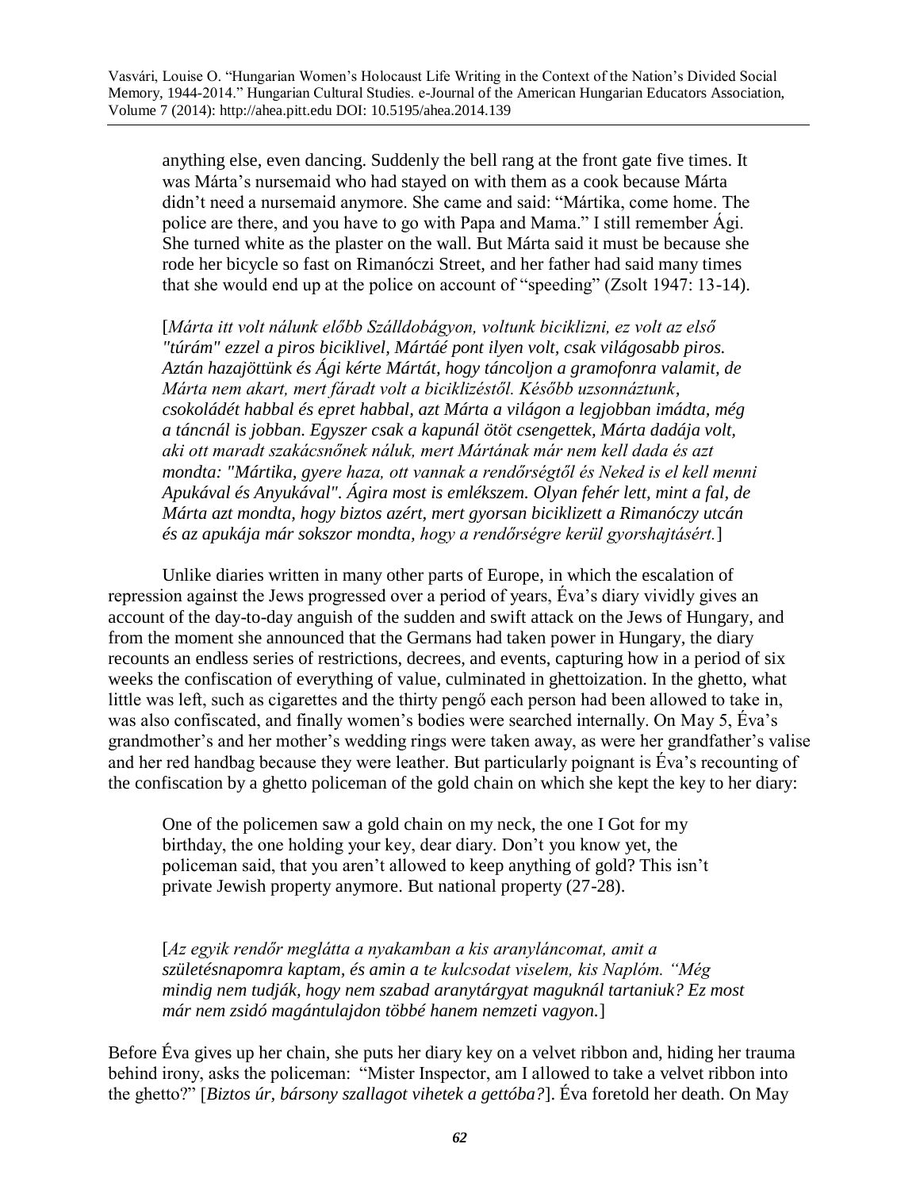anything else, even dancing. Suddenly the bell rang at the front gate five times. It was Márta's nursemaid who had stayed on with them as a cook because Márta didn't need a nursemaid anymore. She came and said: "Mártika, come home. The police are there, and you have to go with Papa and Mama." I still remember Ági. She turned white as the plaster on the wall. But Márta said it must be because she rode her bicycle so fast on Rimanóczi Street, and her father had said many times that she would end up at the police on account of "speeding" (Zsolt 1947: 13-14).

> [*Márta itt volt nálunk előbb Szálldobágyon, voltunk biciklizni, ez volt az első "túrám" ezzel a piros biciklivel, Mártáé pont ilyen volt, csak világosabb piros. Aztán hazajöttünk és Ági kérte Mártát, hogy táncoljon a gramofonra valamit, de Márta nem akart, mert fáradt volt a biciklizéstől. Később uzsonnáztunk, csokoládét habbal és epret habbal, azt Márta a világon a legjobban imádta, még a táncnál is jobban. Egyszer csak a kapunál ötöt csengettek, Márta dadája volt, aki ott maradt szakácsnőnek náluk, mert Mártának már nem kell dada és azt mondta: "Mártika, gyere haza, ott vannak a rendőrségtől és Neked is el kell menni Apukával és Anyukával". Ágira most is emlékszem. Olyan fehér lett, mint a fal, de Márta azt mondta, hogy biztos azért, mert gyorsan biciklizett a Rimanóczy utcán és az apukája már sokszor mondta, hogy a rendőrségre kerül gyorshajtásért.*]

Unlike diaries written in many other parts of Europe, in which the escalation of repression against the Jews progressed over a period of years, Éva's diary vividly gives an account of the day-to-day anguish of the sudden and swift attack on the Jews of Hungary, and from the moment she announced that the Germans had taken power in Hungary, the diary recounts an endless series of restrictions, decrees, and events, capturing how in a period of six weeks the confiscation of everything of value, culminated in ghettoization. In the ghetto, what little was left, such as cigarettes and the thirty pengő each person had been allowed to take in, was also confiscated, and finally women's bodies were searched internally. On May 5, Éva's grandmother's and her mother's wedding rings were taken away, as were her grandfather's valise and her red handbag because they were leather. But particularly poignant is Éva's recounting of the confiscation by a ghetto policeman of the gold chain on which she kept the key to her diary:

> One of the policemen saw a gold chain on my neck, the one I Got for my birthday, the one holding your key, dear diary. Don't you know yet, the policeman said, that you aren't allowed to keep anything of gold? This isn't private Jewish property anymore. But national property (27-28).

> [*Az egyik rendőr meglátta a nyakamban a kis aranyláncomat, amit a születésnapomra kaptam, és amin a te kulcsodat viselem, kis Naplóm. "Még mindig nem tudják, hogy nem szabad aranytárgyat maguknál tartaniuk? Ez most már nem zsidó magántulajdon többé hanem nemzeti vagyon.*]

Before Éva gives up her chain, she puts her diary key on a velvet ribbon and, hiding her trauma behind irony, asks the policeman: "Mister Inspector, am I allowed to take a velvet ribbon into the ghetto?" [*Biztos úr, bársony szallagot vihetek a gettóba?*]. Éva foretold her death. On May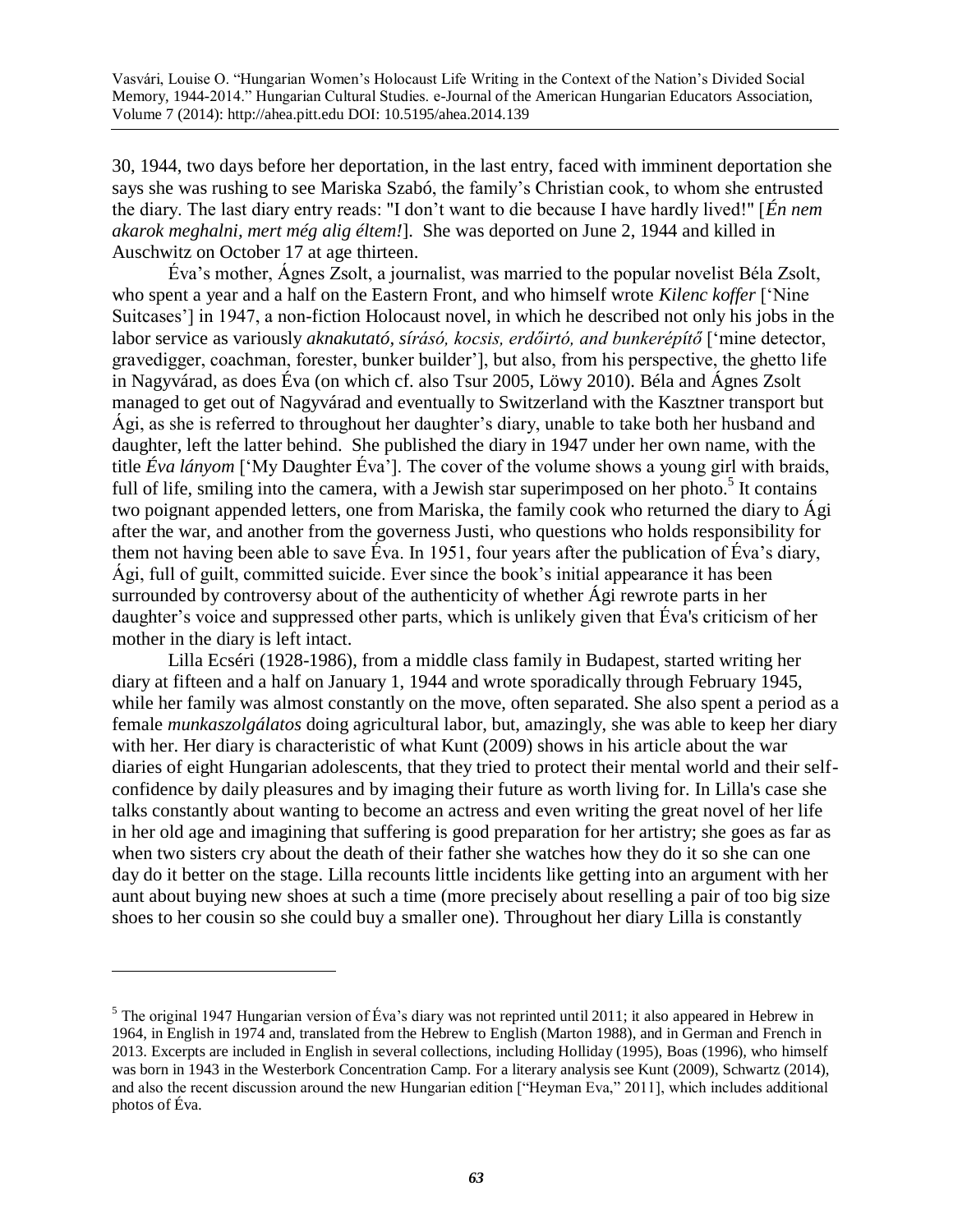30, 1944, two days before her deportation, in the last entry, faced with imminent deportation she says she was rushing to see Mariska Szabó, the family's Christian cook, to whom she entrusted the diary. The last diary entry reads: "I don't want to die because I have hardly lived!" [*Én nem akarok meghalni, mert még alig éltem!*]. She was deported on June 2, 1944 and killed in Auschwitz on October 17 at age thirteen.

Éva's mother, Ágnes Zsolt, a journalist, was married to the popular novelist Béla Zsolt, who spent a year and a half on the Eastern Front, and who himself wrote *Kilenc koffer* ['Nine Suitcases'] in 1947, a non-fiction Holocaust novel, in which he described not only his jobs in the labor service as variously *aknakutató, sírásó, kocsis, erdőirtó, and bunkerépítő* ['mine detector, gravedigger, coachman, forester, bunker builder'], but also, from his perspective, the ghetto life in Nagyvárad, as does Éva (on which cf. also Tsur 2005, Löwy 2010). Béla and Ágnes Zsolt managed to get out of Nagyvárad and eventually to Switzerland with the Kasztner transport but Ági, as she is referred to throughout her daughter's diary, unable to take both her husband and daughter, left the latter behind. She published the diary in 1947 under her own name, with the title *Éva lányom* ['My Daughter Éva']. The cover of the volume shows a young girl with braids, full of life, smiling into the camera, with a Jewish star superimposed on her photo.[5] It contains two poignant appended letters, one from Mariska, the family cook who returned the diary to Ági after the war, and another from the governess Justi, who questions who holds responsibility for them not having been able to save Éva. In 1951, four years after the publication of Éva's diary, Ági, full of guilt, committed suicide. Ever since the book's initial appearance it has been surrounded by controversy about of the authenticity of whether Ági rewrote parts in her daughter's voice and suppressed other parts, which is unlikely given that Éva's criticism of her mother in the diary is left intact.

Lilla Ecséri (1928-1986), from a middle class family in Budapest, started writing her diary at fifteen and a half on January 1, 1944 and wrote sporadically through February 1945, while her family was almost constantly on the move, often separated. She also spent a period as a female *munkaszolgálatos* doing agricultural labor, but, amazingly, she was able to keep her diary with her. Her diary is characteristic of what Kunt (2009) shows in his article about the war diaries of eight Hungarian adolescents, that they tried to protect their mental world and their self-confidence by daily pleasures and by imaging their future as worth living for. In Lilla's case she talks constantly about wanting to become an actress and even writing the great novel of her life in her old age and imagining that suffering is good preparation for her artistry; she goes as far as when two sisters cry about the death of their father she watches how they do it so she can one day do it better on the stage. Lilla recounts little incidents like getting into an argument with her aunt about buying new shoes at such a time (more precisely about reselling a pair of too big size shoes to her cousin so she could buy a smaller one). Throughout her diary Lilla is constantly

---

[5] The original 1947 Hungarian version of Éva's diary was not reprinted until 2011; it also appeared in Hebrew in 1964, in English in 1974 and, translated from the Hebrew to English (Marton 1988), and in German and French in 2013. Excerpts are included in English in several collections, including Holliday (1995), Boas (1996), who himself was born in 1943 in the Westerbork Concentration Camp. For a literary analysis see Kunt (2009), Schwartz (2014), and also the recent discussion around the new Hungarian edition ["Heyman Eva," 2011], which includes additional photos of Éva.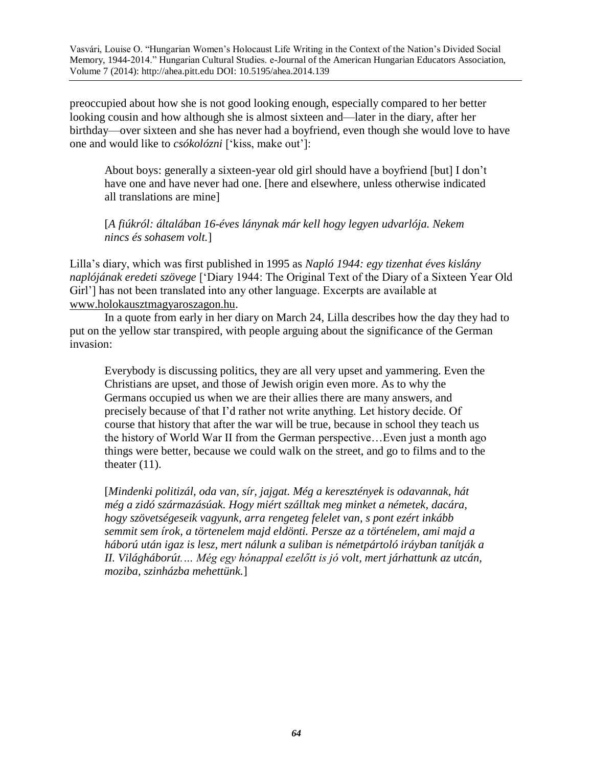preoccupied about how she is not good looking enough, especially compared to her better looking cousin and how although she is almost sixteen and—later in the diary, after her birthday—over sixteen and she has never had a boyfriend, even though she would love to have one and would like to *csókolózni* ['kiss, make out']:

> About boys: generally a sixteen-year old girl should have a boyfriend [but] I don't have one and have never had one. [here and elsewhere, unless otherwise indicated all translations are mine]
>
> [*A fiúkról: általában 16-éves lánynak már kell hogy legyen udvarlója. Nekem nincs és sohasem volt.*]

Lilla's diary, which was first published in 1995 as *Napló 1944: egy tizenhat éves kislány naplójának eredeti szövege* ['Diary 1944: The Original Text of the Diary of a Sixteen Year Old Girl'] has not been translated into any other language. Excerpts are available at www.holokausztmagyaroszagon.hu.

In a quote from early in her diary on March 24, Lilla describes how the day they had to put on the yellow star transpired, with people arguing about the significance of the German invasion:

> Everybody is discussing politics, they are all very upset and yammering. Even the Christians are upset, and those of Jewish origin even more. As to why the Germans occupied us when we are their allies there are many answers, and precisely because of that I'd rather not write anything. Let history decide. Of course that history that after the war will be true, because in school they teach us the history of World War II from the German perspective…Even just a month ago things were better, because we could walk on the street, and go to films and to the theater (11).
>
> [*Mindenki politizál, oda van, sír, jajgat. Még a keresztények is odavannak, hát még a zidó származásúak. Hogy miért szálltak meg minket a németek, dacára, hogy szövetségeseik vagyunk, arra rengeteg felelet van, s pont ezért inkább semmit sem írok, a törtenelem majd eldönti. Persze az a történelem, ami majd a háború után igaz is lesz, mert nálunk a suliban is németpártoló iráyban tanítják a II. Világháborút… Még egy hónappal ezelőtt is jó volt, mert járhattunk az utcán, moziba, szinházba mehettünk.*]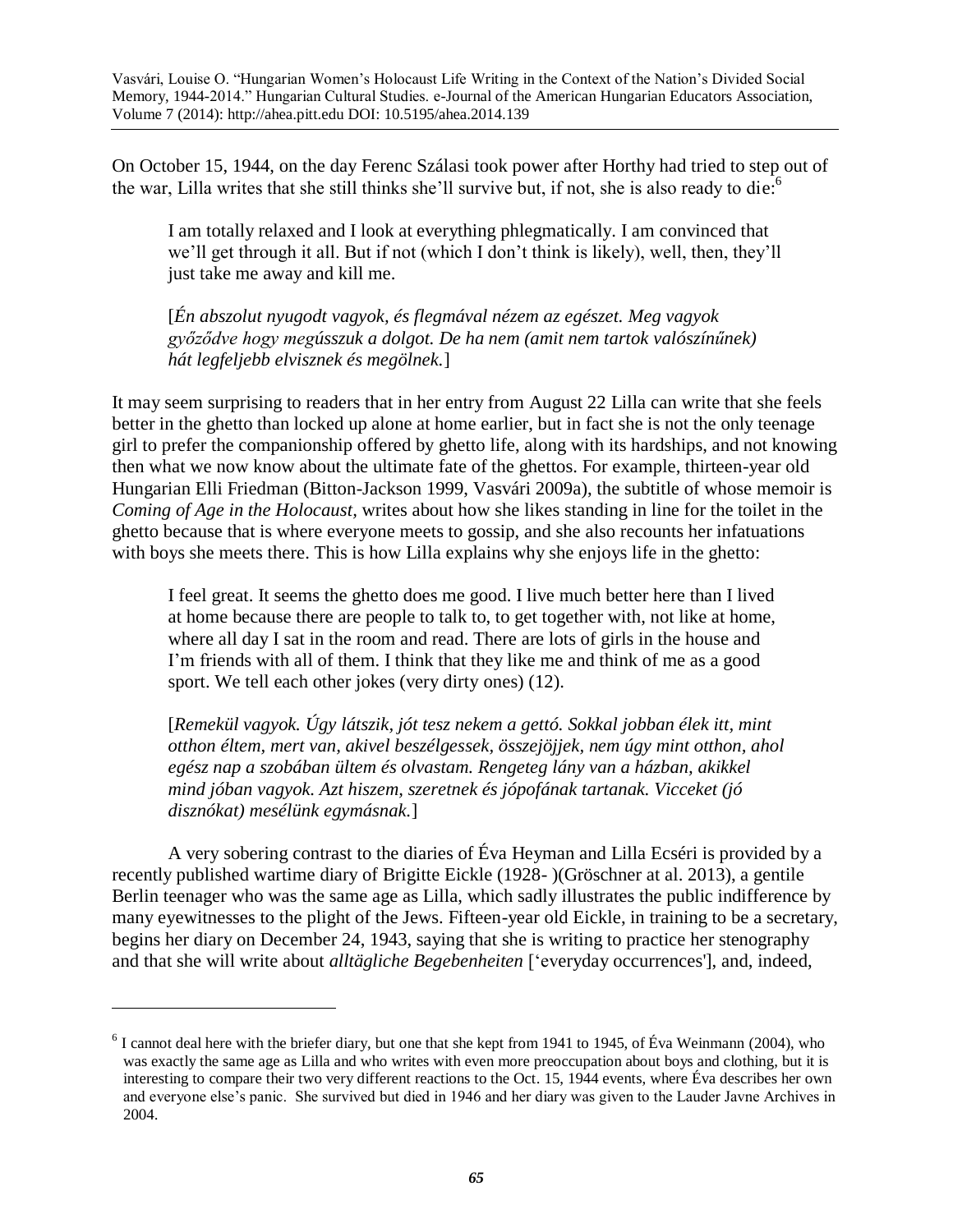On October 15, 1944, on the day Ferenc Szálasi took power after Horthy had tried to step out of the war, Lilla writes that she still thinks she'll survive but, if not, she is also ready to die:[6]

> I am totally relaxed and I look at everything phlegmatically. I am convinced that we'll get through it all. But if not (which I don't think is likely), well, then, they'll just take me away and kill me.
>
> [*Én abszolut nyugodt vagyok, és flegmával nézem az egészet. Meg vagyok győződve hogy megússzuk a dolgot. De ha nem (amit nem tartok valószínűnek) hát legfeljebb elvisznek és megölnek.*]

It may seem surprising to readers that in her entry from August 22 Lilla can write that she feels better in the ghetto than locked up alone at home earlier, but in fact she is not the only teenage girl to prefer the companionship offered by ghetto life, along with its hardships, and not knowing then what we now know about the ultimate fate of the ghettos. For example, thirteen-year old Hungarian Elli Friedman (Bitton-Jackson 1999, Vasvári 2009a), the subtitle of whose memoir is *Coming of Age in the Holocaust*, writes about how she likes standing in line for the toilet in the ghetto because that is where everyone meets to gossip, and she also recounts her infatuations with boys she meets there. This is how Lilla explains why she enjoys life in the ghetto:

> I feel great. It seems the ghetto does me good. I live much better here than I lived at home because there are people to talk to, to get together with, not like at home, where all day I sat in the room and read. There are lots of girls in the house and I'm friends with all of them. I think that they like me and think of me as a good sport. We tell each other jokes (very dirty ones) (12).
>
> [*Remekül vagyok. Úgy látszik, jót tesz nekem a gettó. Sokkal jobban élek itt, mint otthon éltem, mert van, akivel beszélgessek, összejöjjek, nem úgy mint otthon, ahol egész nap a szobában ültem és olvastam. Rengeteg lány van a házban, akikkel mind jóban vagyok. Azt hiszem, szeretnek és jópofának tartanak. Vicceket (jó disznókat) mesélünk egymásnak.*]

A very sobering contrast to the diaries of Éva Heyman and Lilla Ecséri is provided by a recently published wartime diary of Brigitte Eickle (1928- )(Gröschner at al. 2013), a gentile Berlin teenager who was the same age as Lilla, which sadly illustrates the public indifference by many eyewitnesses to the plight of the Jews. Fifteen-year old Eickle, in training to be a secretary, begins her diary on December 24, 1943, saying that she is writing to practice her stenography and that she will write about *alltägliche Begebenheiten* ['everyday occurrences'], and, indeed,

---

[6] I cannot deal here with the briefer diary, but one that she kept from 1941 to 1945, of Éva Weinmann (2004), who was exactly the same age as Lilla and who writes with even more preoccupation about boys and clothing, but it is interesting to compare their two very different reactions to the Oct. 15, 1944 events, where Éva describes her own and everyone else's panic. She survived but died in 1946 and her diary was given to the Lauder Javne Archives in 2004.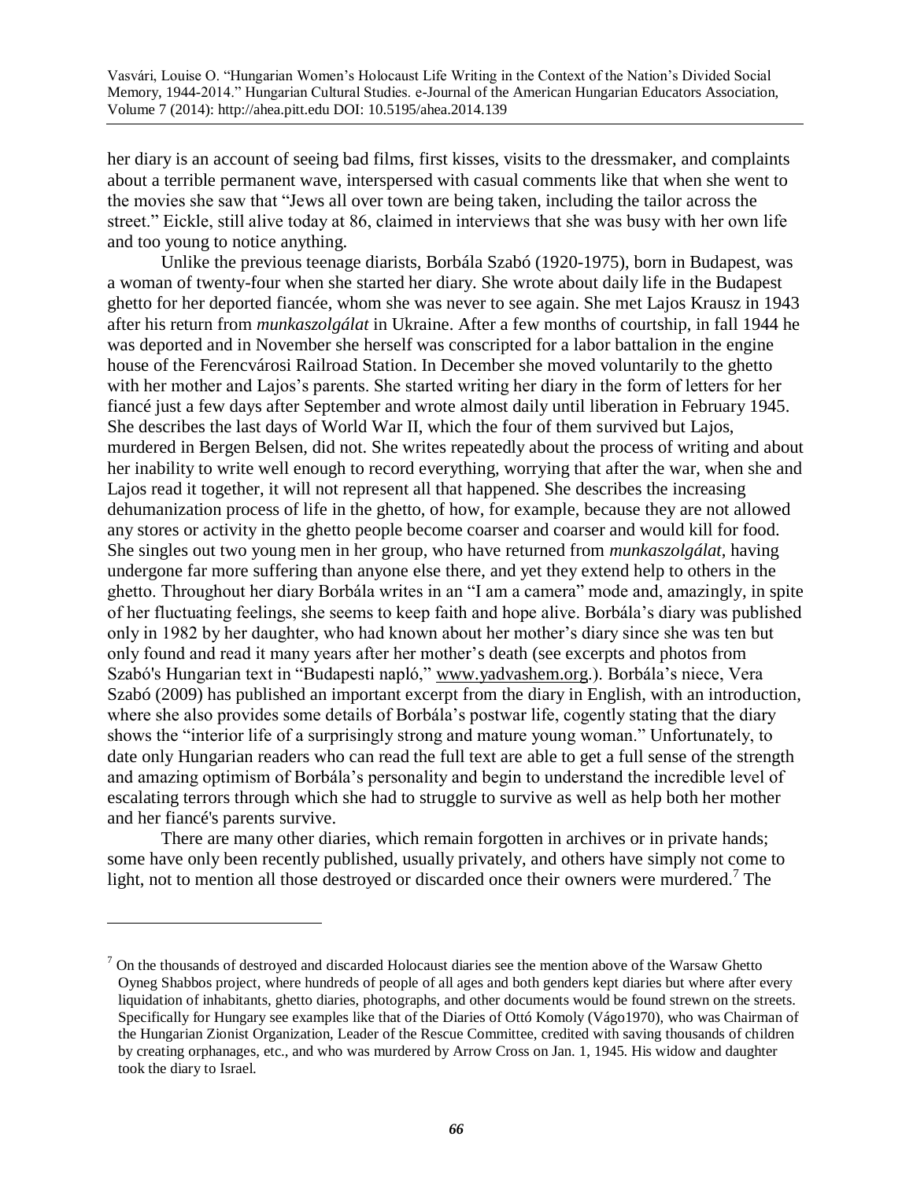her diary is an account of seeing bad films, first kisses, visits to the dressmaker, and complaints about a terrible permanent wave, interspersed with casual comments like that when she went to the movies she saw that "Jews all over town are being taken, including the tailor across the street." Eickle, still alive today at 86, claimed in interviews that she was busy with her own life and too young to notice anything.

Unlike the previous teenage diarists, Borbála Szabó (1920-1975), born in Budapest, was a woman of twenty-four when she started her diary. She wrote about daily life in the Budapest ghetto for her deported fiancée, whom she was never to see again. She met Lajos Krausz in 1943 after his return from *munkaszolgálat* in Ukraine. After a few months of courtship, in fall 1944 he was deported and in November she herself was conscripted for a labor battalion in the engine house of the Ferencvárosi Railroad Station. In December she moved voluntarily to the ghetto with her mother and Lajos's parents. She started writing her diary in the form of letters for her fiancé just a few days after September and wrote almost daily until liberation in February 1945. She describes the last days of World War II, which the four of them survived but Lajos, murdered in Bergen Belsen, did not. She writes repeatedly about the process of writing and about her inability to write well enough to record everything, worrying that after the war, when she and Lajos read it together, it will not represent all that happened. She describes the increasing dehumanization process of life in the ghetto, of how, for example, because they are not allowed any stores or activity in the ghetto people become coarser and coarser and would kill for food. She singles out two young men in her group, who have returned from *munkaszolgálat*, having undergone far more suffering than anyone else there, and yet they extend help to others in the ghetto. Throughout her diary Borbála writes in an "I am a camera" mode and, amazingly, in spite of her fluctuating feelings, she seems to keep faith and hope alive. Borbála's diary was published only in 1982 by her daughter, who had known about her mother's diary since she was ten but only found and read it many years after her mother's death (see excerpts and photos from Szabó's Hungarian text in "Budapesti napló," www.yadvashem.org.). Borbála's niece, Vera Szabó (2009) has published an important excerpt from the diary in English, with an introduction, where she also provides some details of Borbála's postwar life, cogently stating that the diary shows the "interior life of a surprisingly strong and mature young woman." Unfortunately, to date only Hungarian readers who can read the full text are able to get a full sense of the strength and amazing optimism of Borbála's personality and begin to understand the incredible level of escalating terrors through which she had to struggle to survive as well as help both her mother and her fiancé's parents survive.

There are many other diaries, which remain forgotten in archives or in private hands; some have only been recently published, usually privately, and others have simply not come to light, not to mention all those destroyed or discarded once their owners were murdered.[7] The

---

[7] On the thousands of destroyed and discarded Holocaust diaries see the mention above of the Warsaw Ghetto Oyneg Shabbos project, where hundreds of people of all ages and both genders kept diaries but where after every liquidation of inhabitants, ghetto diaries, photographs, and other documents would be found strewn on the streets. Specifically for Hungary see examples like that of the Diaries of Ottó Komoly (Vágo1970), who was Chairman of the Hungarian Zionist Organization, Leader of the Rescue Committee, credited with saving thousands of children by creating orphanages, etc., and who was murdered by Arrow Cross on Jan. 1, 1945. His widow and daughter took the diary to Israel.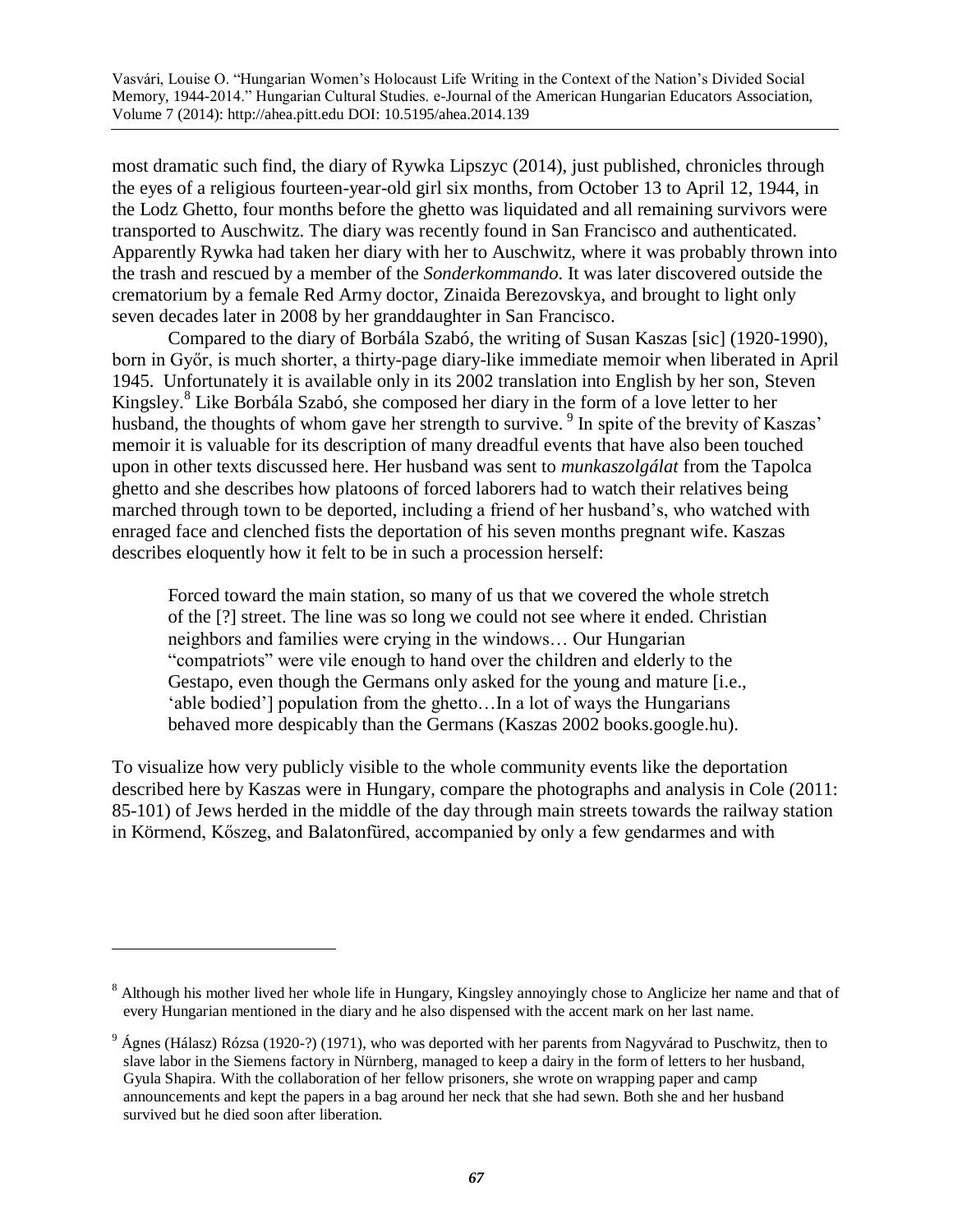most dramatic such find, the diary of Rywka Lipszyc (2014), just published, chronicles through the eyes of a religious fourteen-year-old girl six months, from October 13 to April 12, 1944, in the Lodz Ghetto, four months before the ghetto was liquidated and all remaining survivors were transported to Auschwitz. The diary was recently found in San Francisco and authenticated. Apparently Rywka had taken her diary with her to Auschwitz, where it was probably thrown into the trash and rescued by a member of the *Sonderkommando*. It was later discovered outside the crematorium by a female Red Army doctor, Zinaida Berezovskya, and brought to light only seven decades later in 2008 by her granddaughter in San Francisco.

Compared to the diary of Borbála Szabó, the writing of Susan Kaszas [sic] (1920-1990), born in Győr, is much shorter, a thirty-page diary-like immediate memoir when liberated in April 1945. Unfortunately it is available only in its 2002 translation into English by her son, Steven Kingsley.[8] Like Borbála Szabó, she composed her diary in the form of a love letter to her husband, the thoughts of whom gave her strength to survive. [9] In spite of the brevity of Kaszas' memoir it is valuable for its description of many dreadful events that have also been touched upon in other texts discussed here. Her husband was sent to *munkaszolgálat* from the Tapolca ghetto and she describes how platoons of forced laborers had to watch their relatives being marched through town to be deported, including a friend of her husband's, who watched with enraged face and clenched fists the deportation of his seven months pregnant wife. Kaszas describes eloquently how it felt to be in such a procession herself:

> Forced toward the main station, so many of us that we covered the whole stretch of the [?] street. The line was so long we could not see where it ended. Christian neighbors and families were crying in the windows… Our Hungarian "compatriots" were vile enough to hand over the children and elderly to the Gestapo, even though the Germans only asked for the young and mature [i.e., 'able bodied'] population from the ghetto…In a lot of ways the Hungarians behaved more despicably than the Germans (Kaszas 2002 books.google.hu).

To visualize how very publicly visible to the whole community events like the deportation described here by Kaszas were in Hungary, compare the photographs and analysis in Cole (2011: 85-101) of Jews herded in the middle of the day through main streets towards the railway station in Körmend, Kőszeg, and Balatonfüred, accompanied by only a few gendarmes and with

---

[8] Although his mother lived her whole life in Hungary, Kingsley annoyingly chose to Anglicize her name and that of every Hungarian mentioned in the diary and he also dispensed with the accent mark on her last name.

[9] Ágnes (Hálasz) Rózsa (1920-?) (1971), who was deported with her parents from Nagyvárad to Puschwitz, then to slave labor in the Siemens factory in Nürnberg, managed to keep a dairy in the form of letters to her husband, Gyula Shapira. With the collaboration of her fellow prisoners, she wrote on wrapping paper and camp announcements and kept the papers in a bag around her neck that she had sewn. Both she and her husband survived but he died soon after liberation.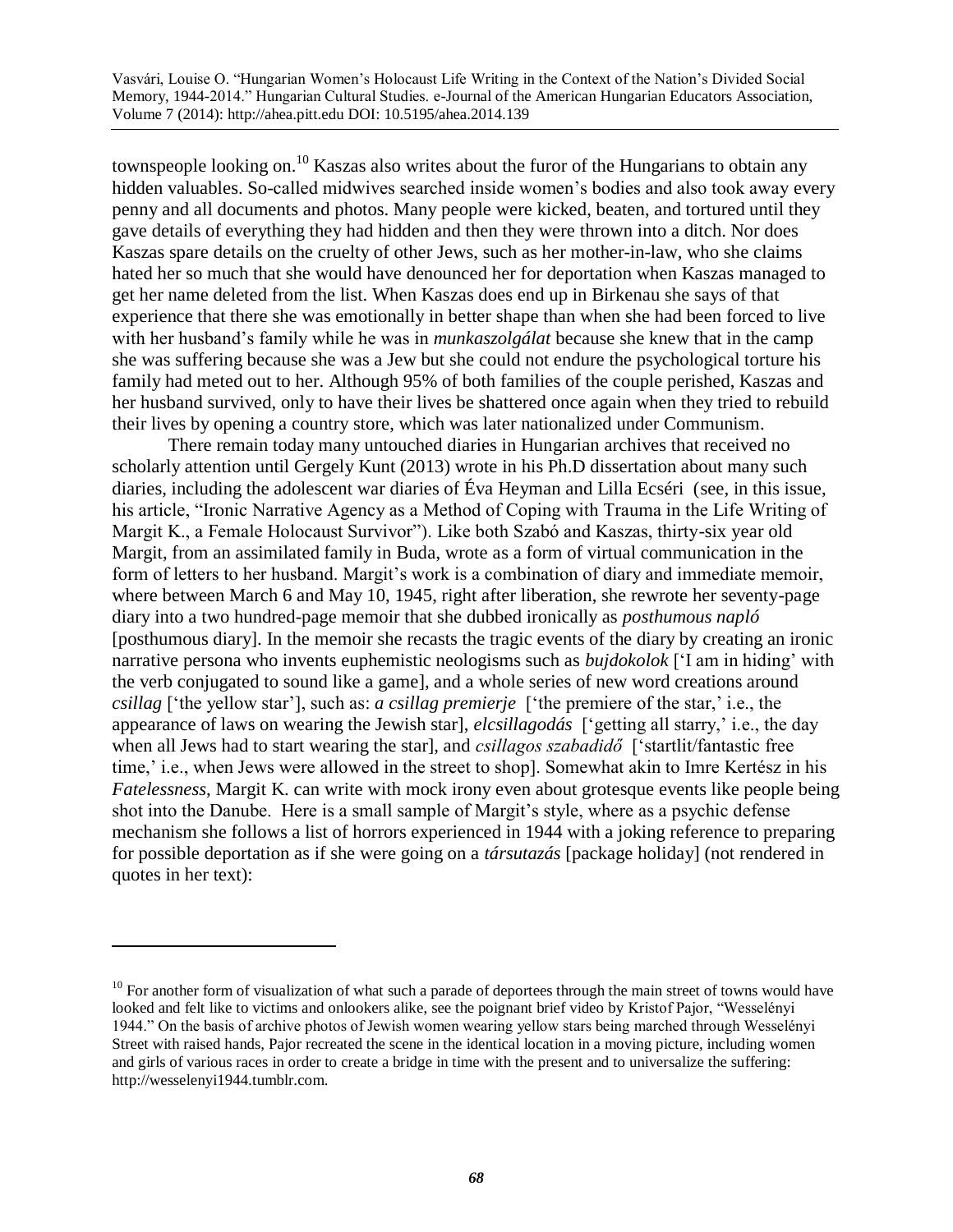townspeople looking on.[10] Kaszas also writes about the furor of the Hungarians to obtain any hidden valuables. So-called midwives searched inside women's bodies and also took away every penny and all documents and photos. Many people were kicked, beaten, and tortured until they gave details of everything they had hidden and then they were thrown into a ditch. Nor does Kaszas spare details on the cruelty of other Jews, such as her mother-in-law, who she claims hated her so much that she would have denounced her for deportation when Kaszas managed to get her name deleted from the list. When Kaszas does end up in Birkenau she says of that experience that there she was emotionally in better shape than when she had been forced to live with her husband's family while he was in *munkaszolgálat* because she knew that in the camp she was suffering because she was a Jew but she could not endure the psychological torture his family had meted out to her. Although 95% of both families of the couple perished, Kaszas and her husband survived, only to have their lives be shattered once again when they tried to rebuild their lives by opening a country store, which was later nationalized under Communism.

There remain today many untouched diaries in Hungarian archives that received no scholarly attention until Gergely Kunt (2013) wrote in his Ph.D dissertation about many such diaries, including the adolescent war diaries of Éva Heyman and Lilla Ecséri (see, in this issue, his article, "Ironic Narrative Agency as a Method of Coping with Trauma in the Life Writing of Margit K., a Female Holocaust Survivor"). Like both Szabó and Kaszas, thirty-six year old Margit, from an assimilated family in Buda, wrote as a form of virtual communication in the form of letters to her husband. Margit's work is a combination of diary and immediate memoir, where between March 6 and May 10, 1945, right after liberation, she rewrote her seventy-page diary into a two hundred-page memoir that she dubbed ironically as *posthumous napló* [posthumous diary]. In the memoir she recasts the tragic events of the diary by creating an ironic narrative persona who invents euphemistic neologisms such as *bujdokolok* ['I am in hiding' with the verb conjugated to sound like a game], and a whole series of new word creations around *csillag* ['the yellow star'], such as: *a csillag premierje* ['the premiere of the star,' i.e., the appearance of laws on wearing the Jewish star], *elcsillagodás* ['getting all starry,' i.e., the day when all Jews had to start wearing the star], and *csillagos szabadidő* ['startlit/fantastic free time,' i.e., when Jews were allowed in the street to shop]. Somewhat akin to Imre Kertész in his *Fatelessness*, Margit K. can write with mock irony even about grotesque events like people being shot into the Danube. Here is a small sample of Margit's style, where as a psychic defense mechanism she follows a list of horrors experienced in 1944 with a joking reference to preparing for possible deportation as if she were going on a *társutazás* [package holiday] (not rendered in quotes in her text):

---

[10] For another form of visualization of what such a parade of deportees through the main street of towns would have looked and felt like to victims and onlookers alike, see the poignant brief video by Kristof Pajor, "Wesselényi 1944." On the basis of archive photos of Jewish women wearing yellow stars being marched through Wesselényi Street with raised hands, Pajor recreated the scene in the identical location in a moving picture, including women and girls of various races in order to create a bridge in time with the present and to universalize the suffering: http://wesselenyi1944.tumblr.com.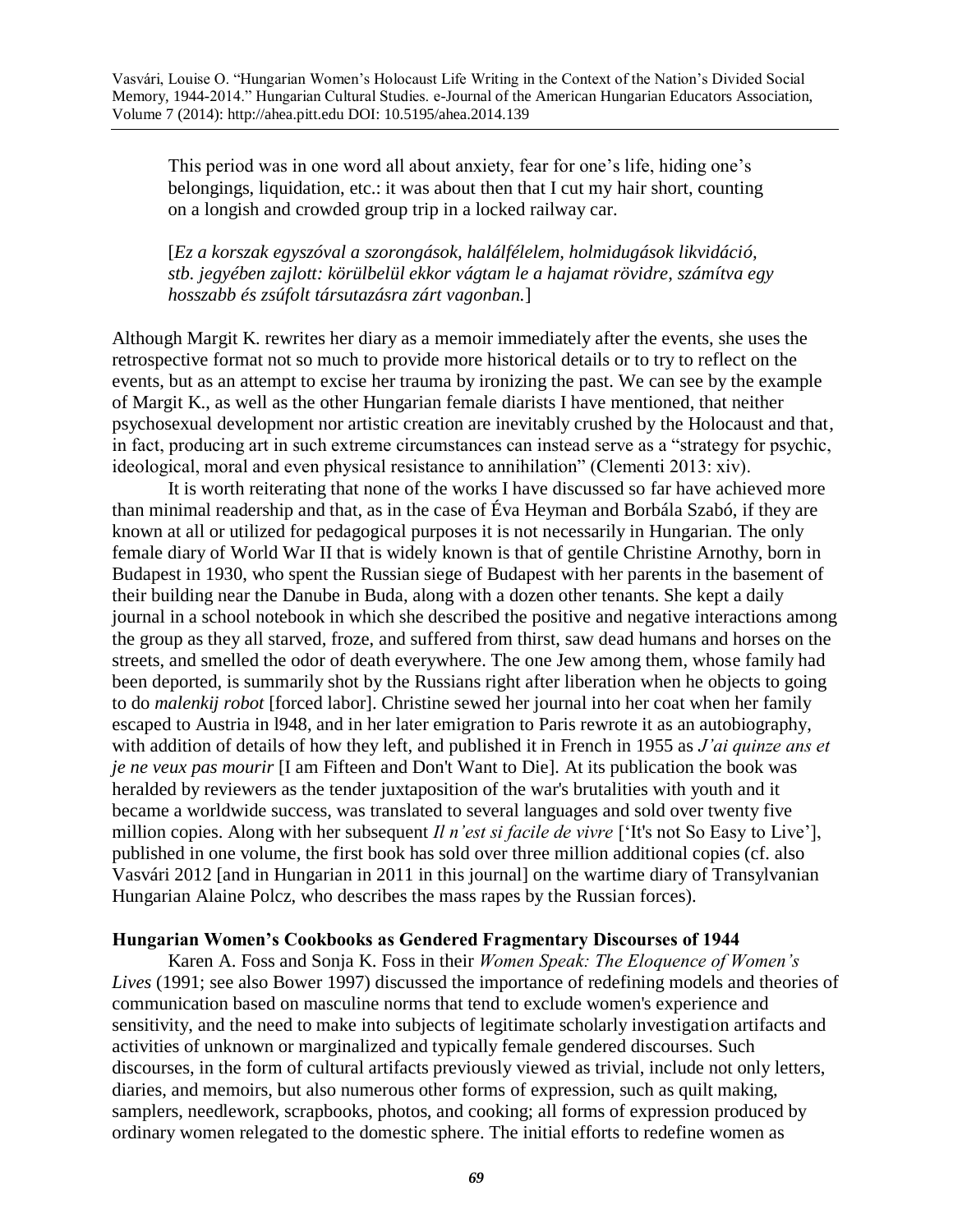> This period was in one word all about anxiety, fear for one's life, hiding one's belongings, liquidation, etc.: it was about then that I cut my hair short, counting on a longish and crowded group trip in a locked railway car.
>
> [*Ez a korszak egyszóval a szorongások, halálfélelem, holmidugások likvidáció, stb. jegyében zajlott: körülbelül ekkor vágtam le a hajamat rövidre, számítva egy hosszabb és zsúfolt társutazásra zárt vagonban.*]

Although Margit K. rewrites her diary as a memoir immediately after the events, she uses the retrospective format not so much to provide more historical details or to try to reflect on the events, but as an attempt to excise her trauma by ironizing the past. We can see by the example of Margit K., as well as the other Hungarian female diarists I have mentioned, that neither psychosexual development nor artistic creation are inevitably crushed by the Holocaust and that, in fact, producing art in such extreme circumstances can instead serve as a "strategy for psychic, ideological, moral and even physical resistance to annihilation" (Clementi 2013: xiv).

It is worth reiterating that none of the works I have discussed so far have achieved more than minimal readership and that, as in the case of Éva Heyman and Borbála Szabó, if they are known at all or utilized for pedagogical purposes it is not necessarily in Hungarian. The only female diary of World War II that is widely known is that of gentile Christine Arnothy, born in Budapest in 1930, who spent the Russian siege of Budapest with her parents in the basement of their building near the Danube in Buda, along with a dozen other tenants. She kept a daily journal in a school notebook in which she described the positive and negative interactions among the group as they all starved, froze, and suffered from thirst, saw dead humans and horses on the streets, and smelled the odor of death everywhere. The one Jew among them, whose family had been deported, is summarily shot by the Russians right after liberation when he objects to going to do *malenkij robot* [forced labor]. Christine sewed her journal into her coat when her family escaped to Austria in l948, and in her later emigration to Paris rewrote it as an autobiography, with addition of details of how they left, and published it in French in 1955 as *J'ai quinze ans et je ne veux pas mourir* [I am Fifteen and Don't Want to Die]. At its publication the book was heralded by reviewers as the tender juxtaposition of the war's brutalities with youth and it became a worldwide success, was translated to several languages and sold over twenty five million copies. Along with her subsequent *Il n'est si facile de vivre* ['It's not So Easy to Live'], published in one volume, the first book has sold over three million additional copies (cf. also Vasvári 2012 [and in Hungarian in 2011 in this journal] on the wartime diary of Transylvanian Hungarian Alaine Polcz, who describes the mass rapes by the Russian forces).

### Hungarian Women's Cookbooks as Gendered Fragmentary Discourses of 1944

Karen A. Foss and Sonja K. Foss in their *Women Speak: The Eloquence of Women's Lives* (1991; see also Bower 1997) discussed the importance of redefining models and theories of communication based on masculine norms that tend to exclude women's experience and sensitivity, and the need to make into subjects of legitimate scholarly investigation artifacts and activities of unknown or marginalized and typically female gendered discourses. Such discourses, in the form of cultural artifacts previously viewed as trivial, include not only letters, diaries, and memoirs, but also numerous other forms of expression, such as quilt making, samplers, needlework, scrapbooks, photos, and cooking; all forms of expression produced by ordinary women relegated to the domestic sphere. The initial efforts to redefine women as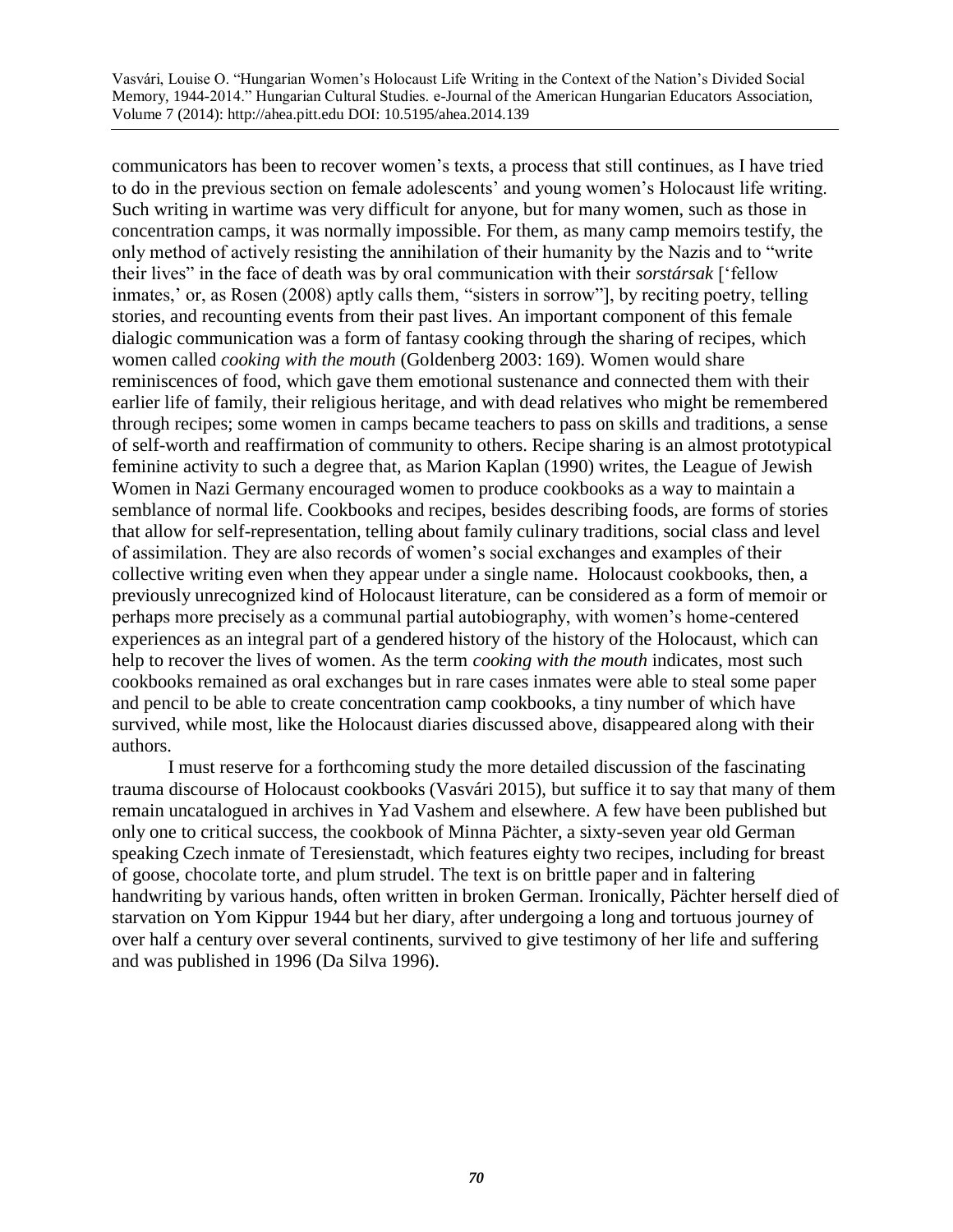communicators has been to recover women's texts, a process that still continues, as I have tried to do in the previous section on female adolescents' and young women's Holocaust life writing. Such writing in wartime was very difficult for anyone, but for many women, such as those in concentration camps, it was normally impossible. For them, as many camp memoirs testify, the only method of actively resisting the annihilation of their humanity by the Nazis and to "write their lives" in the face of death was by oral communication with their *sorstársak* ['fellow inmates,' or, as Rosen (2008) aptly calls them, "sisters in sorrow"], by reciting poetry, telling stories, and recounting events from their past lives. An important component of this female dialogic communication was a form of fantasy cooking through the sharing of recipes, which women called *cooking with the mouth* (Goldenberg 2003: 169). Women would share reminiscences of food, which gave them emotional sustenance and connected them with their earlier life of family, their religious heritage, and with dead relatives who might be remembered through recipes; some women in camps became teachers to pass on skills and traditions, a sense of self-worth and reaffirmation of community to others. Recipe sharing is an almost prototypical feminine activity to such a degree that, as Marion Kaplan (1990) writes, the League of Jewish Women in Nazi Germany encouraged women to produce cookbooks as a way to maintain a semblance of normal life. Cookbooks and recipes, besides describing foods, are forms of stories that allow for self-representation, telling about family culinary traditions, social class and level of assimilation. They are also records of women's social exchanges and examples of their collective writing even when they appear under a single name. Holocaust cookbooks, then, a previously unrecognized kind of Holocaust literature, can be considered as a form of memoir or perhaps more precisely as a communal partial autobiography, with women's home-centered experiences as an integral part of a gendered history of the history of the Holocaust, which can help to recover the lives of women. As the term *cooking with the mouth* indicates, most such cookbooks remained as oral exchanges but in rare cases inmates were able to steal some paper and pencil to be able to create concentration camp cookbooks, a tiny number of which have survived, while most, like the Holocaust diaries discussed above, disappeared along with their authors.

I must reserve for a forthcoming study the more detailed discussion of the fascinating trauma discourse of Holocaust cookbooks (Vasvári 2015), but suffice it to say that many of them remain uncatalogued in archives in Yad Vashem and elsewhere. A few have been published but only one to critical success, the cookbook of Minna Pächter, a sixty-seven year old German speaking Czech inmate of Teresienstadt, which features eighty two recipes, including for breast of goose, chocolate torte, and plum strudel. The text is on brittle paper and in faltering handwriting by various hands, often written in broken German. Ironically, Pächter herself died of starvation on Yom Kippur 1944 but her diary, after undergoing a long and tortuous journey of over half a century over several continents, survived to give testimony of her life and suffering and was published in 1996 (Da Silva 1996).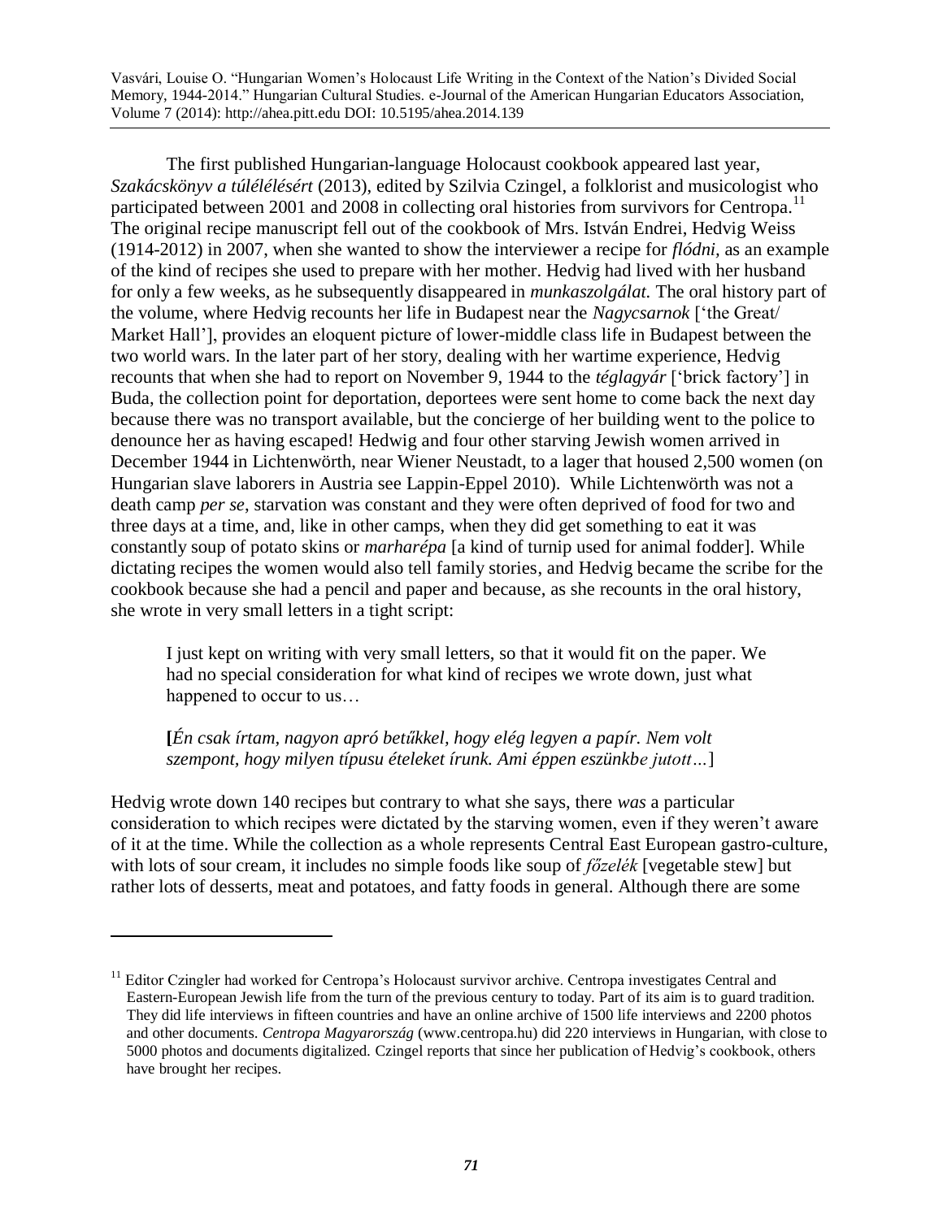The first published Hungarian-language Holocaust cookbook appeared last year, *Szakácskönyv a túlélésért* (2013), edited by Szilvia Czingel, a folklorist and musicologist who participated between 2001 and 2008 in collecting oral histories from survivors for Centropa.[11] The original recipe manuscript fell out of the cookbook of Mrs. István Endrei, Hedvig Weiss (1914-2012) in 2007, when she wanted to show the interviewer a recipe for *flódni,* as an example of the kind of recipes she used to prepare with her mother. Hedvig had lived with her husband for only a few weeks, as he subsequently disappeared in *munkaszolgálat.* The oral history part of the volume, where Hedvig recounts her life in Budapest near the *Nagycsarnok* ['the Great/ Market Hall'], provides an eloquent picture of lower-middle class life in Budapest between the two world wars. In the later part of her story, dealing with her wartime experience, Hedvig recounts that when she had to report on November 9, 1944 to the *téglagyár* ['brick factory'] in Buda, the collection point for deportation, deportees were sent home to come back the next day because there was no transport available, but the concierge of her building went to the police to denounce her as having escaped! Hedwig and four other starving Jewish women arrived in December 1944 in Lichtenwörth, near Wiener Neustadt, to a lager that housed 2,500 women (on Hungarian slave laborers in Austria see Lappin-Eppel 2010). While Lichtenwörth was not a death camp *per se*, starvation was constant and they were often deprived of food for two and three days at a time, and, like in other camps, when they did get something to eat it was constantly soup of potato skins or *marharépa* [a kind of turnip used for animal fodder]. While dictating recipes the women would also tell family stories, and Hedvig became the scribe for the cookbook because she had a pencil and paper and because, as she recounts in the oral history, she wrote in very small letters in a tight script:

> I just kept on writing with very small letters, so that it would fit on the paper. We had no special consideration for what kind of recipes we wrote down, just what happened to occur to us…
>
> **[***Én csak írtam, nagyon apró betűkkel, hogy elég legyen a papír. Nem volt szempont, hogy milyen típusu ételeket írunk. Ami éppen eszünkbe jutott…*]

Hedvig wrote down 140 recipes but contrary to what she says, there *was* a particular consideration to which recipes were dictated by the starving women, even if they weren't aware of it at the time. While the collection as a whole represents Central East European gastro-culture, with lots of sour cream, it includes no simple foods like soup of *főzelék* [vegetable stew] but rather lots of desserts, meat and potatoes, and fatty foods in general. Although there are some

[11] Editor Czingler had worked for Centropa's Holocaust survivor archive. Centropa investigates Central and Eastern-European Jewish life from the turn of the previous century to today. Part of its aim is to guard tradition. They did life interviews in fifteen countries and have an online archive of 1500 life interviews and 2200 photos and other documents. *Centropa Magyarország* (www.centropa.hu) did 220 interviews in Hungarian, with close to 5000 photos and documents digitalized. Czingel reports that since her publication of Hedvig's cookbook, others have brought her recipes.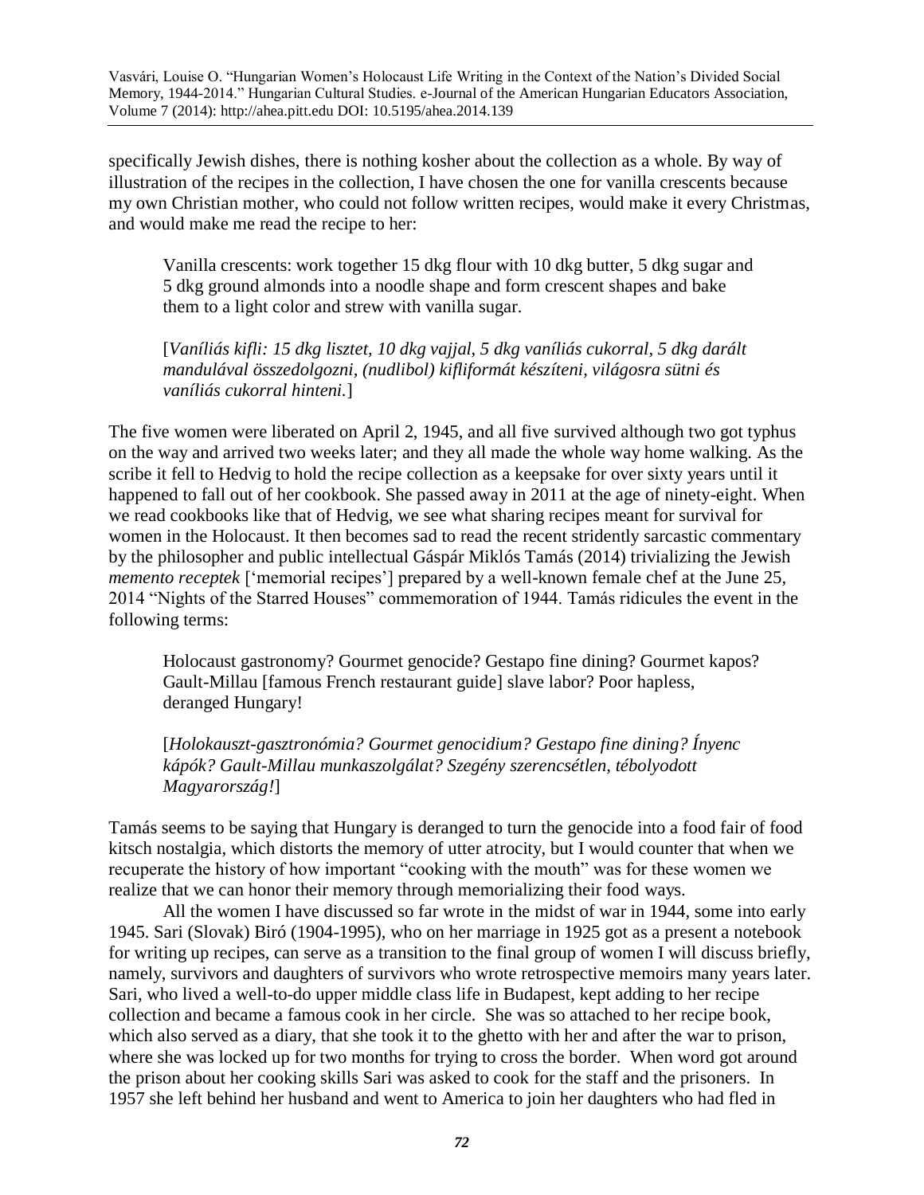specifically Jewish dishes, there is nothing kosher about the collection as a whole. By way of illustration of the recipes in the collection, I have chosen the one for vanilla crescents because my own Christian mother, who could not follow written recipes, would make it every Christmas, and would make me read the recipe to her:

> Vanilla crescents: work together 15 dkg flour with 10 dkg butter, 5 dkg sugar and 5 dkg ground almonds into a noodle shape and form crescent shapes and bake them to a light color and strew with vanilla sugar.
>
> [*Vaníliás kifli: 15 dkg lisztet, 10 dkg vajjal, 5 dkg vaníliás cukorral, 5 dkg darált mandulával összedolgozni, (nudlibol) kifliformát késziteni, világosra sütni és vaníliás cukorral hinteni.*]

The five women were liberated on April 2, 1945, and all five survived although two got typhus on the way and arrived two weeks later; and they all made the whole way home walking. As the scribe it fell to Hedvig to hold the recipe collection as a keepsake for over sixty years until it happened to fall out of her cookbook. She passed away in 2011 at the age of ninety-eight. When we read cookbooks like that of Hedvig, we see what sharing recipes meant for survival for women in the Holocaust. It then becomes sad to read the recent stridently sarcastic commentary by the philosopher and public intellectual Gáspár Miklós Tamás (2014) trivializing the Jewish *memento receptek* ['memorial recipes'] prepared by a well-known female chef at the June 25, 2014 "Nights of the Starred Houses" commemoration of 1944. Tamás ridicules the event in the following terms:

> Holocaust gastronomy? Gourmet genocide? Gestapo fine dining? Gourmet kapos? Gault-Millau [famous French restaurant guide] slave labor? Poor hapless, deranged Hungary!
>
> [*Holokauszt-gasztronómia? Gourmet genocidium? Gestapo fine dining? Ínyenc kápók? Gault-Millau munkaszolgálat? Szegény szerencsétlen, tébolyodott Magyarország!*]

Tamás seems to be saying that Hungary is deranged to turn the genocide into a food fair of food kitsch nostalgia, which distorts the memory of utter atrocity, but I would counter that when we recuperate the history of how important "cooking with the mouth" was for these women we realize that we can honor their memory through memorializing their food ways.

All the women I have discussed so far wrote in the midst of war in 1944, some into early 1945. Sari (Slovak) Biró (1904-1995), who on her marriage in 1925 got as a present a notebook for writing up recipes, can serve as a transition to the final group of women I will discuss briefly, namely, survivors and daughters of survivors who wrote retrospective memoirs many years later. Sari, who lived a well-to-do upper middle class life in Budapest, kept adding to her recipe collection and became a famous cook in her circle. She was so attached to her recipe book, which also served as a diary, that she took it to the ghetto with her and after the war to prison, where she was locked up for two months for trying to cross the border. When word got around the prison about her cooking skills Sari was asked to cook for the staff and the prisoners. In 1957 she left behind her husband and went to America to join her daughters who had fled in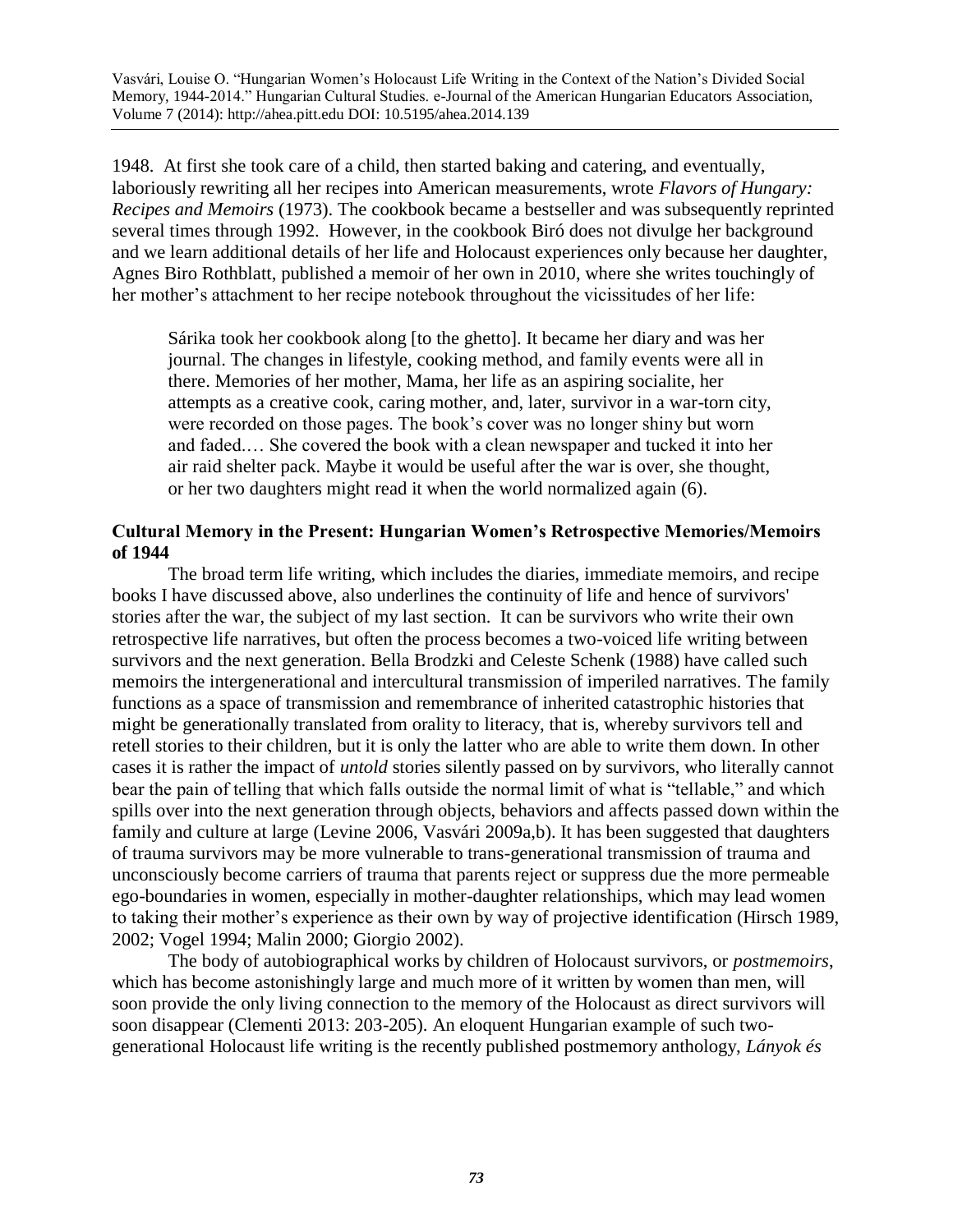1948. At first she took care of a child, then started baking and catering, and eventually, laboriously rewriting all her recipes into American measurements, wrote *Flavors of Hungary: Recipes and Memoirs* (1973). The cookbook became a bestseller and was subsequently reprinted several times through 1992. However, in the cookbook Biró does not divulge her background and we learn additional details of her life and Holocaust experiences only because her daughter, Agnes Biro Rothblatt, published a memoir of her own in 2010, where she writes touchingly of her mother's attachment to her recipe notebook throughout the vicissitudes of her life:

> Sárika took her cookbook along [to the ghetto]. It became her diary and was her journal. The changes in lifestyle, cooking method, and family events were all in there. Memories of her mother, Mama, her life as an aspiring socialite, her attempts as a creative cook, caring mother, and, later, survivor in a war-torn city, were recorded on those pages. The book's cover was no longer shiny but worn and faded.… She covered the book with a clean newspaper and tucked it into her air raid shelter pack. Maybe it would be useful after the war is over, she thought, or her two daughters might read it when the world normalized again (6).

### Cultural Memory in the Present: Hungarian Women's Retrospective Memories/Memoirs of 1944

The broad term life writing, which includes the diaries, immediate memoirs, and recipe books I have discussed above, also underlines the continuity of life and hence of survivors' stories after the war, the subject of my last section. It can be survivors who write their own retrospective life narratives, but often the process becomes a two-voiced life writing between survivors and the next generation. Bella Brodzki and Celeste Schenk (1988) have called such memoirs the intergenerational and intercultural transmission of imperiled narratives. The family functions as a space of transmission and remembrance of inherited catastrophic histories that might be generationally translated from orality to literacy, that is, whereby survivors tell and retell stories to their children, but it is only the latter who are able to write them down. In other cases it is rather the impact of *untold* stories silently passed on by survivors, who literally cannot bear the pain of telling that which falls outside the normal limit of what is "tellable," and which spills over into the next generation through objects, behaviors and affects passed down within the family and culture at large (Levine 2006, Vasvári 2009a,b). It has been suggested that daughters of trauma survivors may be more vulnerable to trans-generational transmission of trauma and unconsciously become carriers of trauma that parents reject or suppress due the more permeable ego-boundaries in women, especially in mother-daughter relationships, which may lead women to taking their mother's experience as their own by way of projective identification (Hirsch 1989, 2002; Vogel 1994; Malin 2000; Giorgio 2002).

The body of autobiographical works by children of Holocaust survivors, or *postmemoirs*, which has become astonishingly large and much more of it written by women than men, will soon provide the only living connection to the memory of the Holocaust as direct survivors will soon disappear (Clementi 2013: 203-205). An eloquent Hungarian example of such two-generational Holocaust life writing is the recently published postmemory anthology, *Lányok és*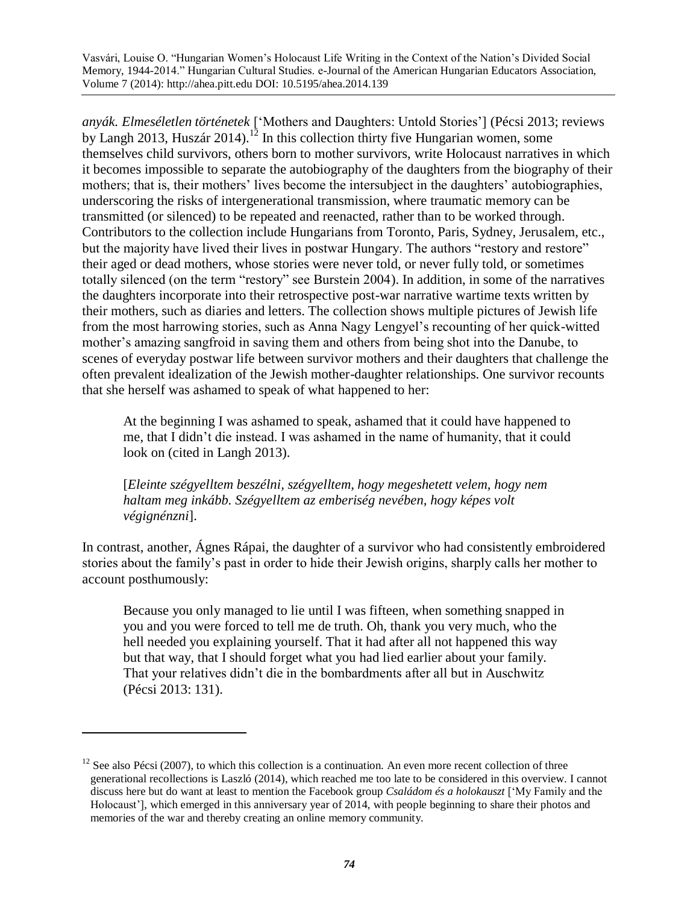*anyák. Elmeséletlen történetek* ['Mothers and Daughters: Untold Stories'] (Pécsi 2013; reviews by Langh 2013, Huszár 2014).[12] In this collection thirty five Hungarian women, some themselves child survivors, others born to mother survivors, write Holocaust narratives in which it becomes impossible to separate the autobiography of the daughters from the biography of their mothers; that is, their mothers' lives become the intersubject in the daughters' autobiographies, underscoring the risks of intergenerational transmission, where traumatic memory can be transmitted (or silenced) to be repeated and reenacted, rather than to be worked through. Contributors to the collection include Hungarians from Toronto, Paris, Sydney, Jerusalem, etc., but the majority have lived their lives in postwar Hungary. The authors "restory and restore" their aged or dead mothers, whose stories were never told, or never fully told, or sometimes totally silenced (on the term "restory" see Burstein 2004). In addition, in some of the narratives the daughters incorporate into their retrospective post-war narrative wartime texts written by their mothers, such as diaries and letters. The collection shows multiple pictures of Jewish life from the most harrowing stories, such as Anna Nagy Lengyel's recounting of her quick-witted mother's amazing sangfroid in saving them and others from being shot into the Danube, to scenes of everyday postwar life between survivor mothers and their daughters that challenge the often prevalent idealization of the Jewish mother-daughter relationships. One survivor recounts that she herself was ashamed to speak of what happened to her:

> At the beginning I was ashamed to speak, ashamed that it could have happened to me, that I didn't die instead. I was ashamed in the name of humanity, that it could look on (cited in Langh 2013).
>
> [*Eleinte szégyelltem beszélni, szégyelltem, hogy megeshetett velem, hogy nem haltam meg inkább. Szégyelltem az emberiség nevében, hogy képes volt végignénzni*].

In contrast, another, Ágnes Rápai, the daughter of a survivor who had consistently embroidered stories about the family's past in order to hide their Jewish origins, sharply calls her mother to account posthumously:

> Because you only managed to lie until I was fifteen, when something snapped in you and you were forced to tell me de truth. Oh, thank you very much, who the hell needed you explaining yourself. That it had after all not happened this way but that way, that I should forget what you had lied earlier about your family. That your relatives didn't die in the bombardments after all but in Auschwitz (Pécsi 2013: 131).

---

[12] See also Pécsi (2007), to which this collection is a continuation. An even more recent collection of three generational recollections is Laszló (2014), which reached me too late to be considered in this overview. I cannot discuss here but do want at least to mention the Facebook group *Családom és a holokauszt* ['My Family and the Holocaust'], which emerged in this anniversary year of 2014, with people beginning to share their photos and memories of the war and thereby creating an online memory community.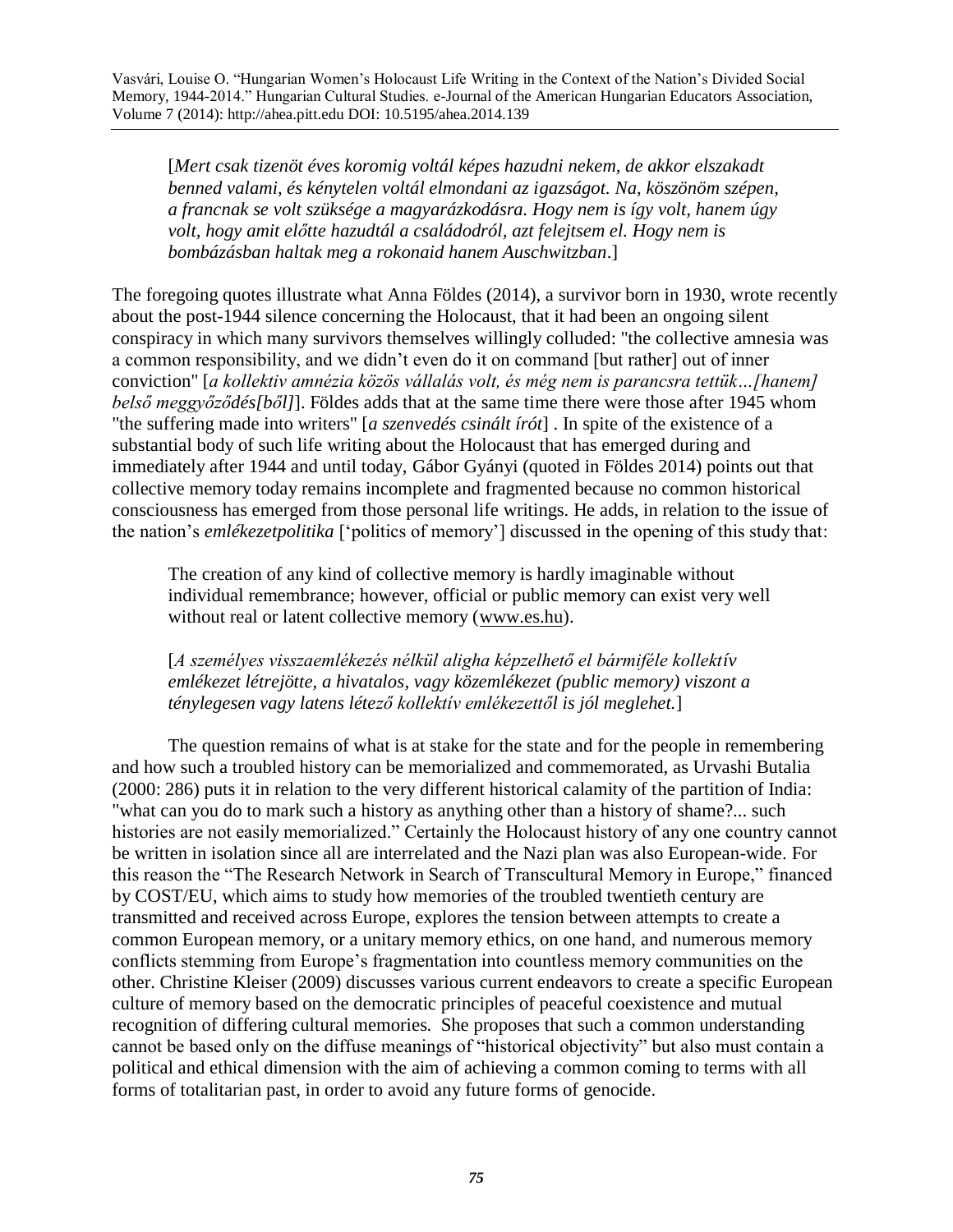[*Mert csak tizenöt éves koromig voltál képes hazudni nekem, de akkor elszakadt benned valami, és kénytelen voltál elmondani az igazságot. Na, köszönöm szépen, a francnak se volt szüksége a magyarázkodásra. Hogy nem is így volt, hanem úgy volt, hogy amit előtte hazudtál a családodról, azt felejtsem el. Hogy nem is bombázásban haltak meg a rokonaid hanem Auschwitzban*.]

The foregoing quotes illustrate what Anna Földes (2014), a survivor born in 1930, wrote recently about the post-1944 silence concerning the Holocaust, that it had been an ongoing silent conspiracy in which many survivors themselves willingly colluded: "the collective amnesia was a common responsibility, and we didn't even do it on command [but rather] out of inner conviction" [*a kollektiv amnézia közös vállalás volt, és még nem is parancsra tettük…[hanem] belső meggyőződés[ből]*]. Földes adds that at the same time there were those after 1945 whom "the suffering made into writers" [*a szenvedés csinált írót*] . In spite of the existence of a substantial body of such life writing about the Holocaust that has emerged during and immediately after 1944 and until today, Gábor Gyányi (quoted in Földes 2014) points out that collective memory today remains incomplete and fragmented because no common historical consciousness has emerged from those personal life writings. He adds, in relation to the issue of the nation's *emlékezetpolitika* ['politics of memory'] discussed in the opening of this study that:

> The creation of any kind of collective memory is hardly imaginable without individual remembrance; however, official or public memory can exist very well without real or latent collective memory (www.es.hu).
>
> [*A személyes visszaemlékezés nélkül aligha képzelhető el bármiféle kollektív emlékezet létrejötte, a hivatalos, vagy közemlékezet (public memory) viszont a ténylegesen vagy latens létező kollektív emlékezettől is jól meglehet.*]

The question remains of what is at stake for the state and for the people in remembering and how such a troubled history can be memorialized and commemorated, as Urvashi Butalia (2000: 286) puts it in relation to the very different historical calamity of the partition of India: "what can you do to mark such a history as anything other than a history of shame?... such histories are not easily memorialized." Certainly the Holocaust history of any one country cannot be written in isolation since all are interrelated and the Nazi plan was also European-wide. For this reason the "The Research Network in Search of Transcultural Memory in Europe," financed by COST/EU, which aims to study how memories of the troubled twentieth century are transmitted and received across Europe, explores the tension between attempts to create a common European memory, or a unitary memory ethics, on one hand, and numerous memory conflicts stemming from Europe's fragmentation into countless memory communities on the other. Christine Kleiser (2009) discusses various current endeavors to create a specific European culture of memory based on the democratic principles of peaceful coexistence and mutual recognition of differing cultural memories. She proposes that such a common understanding cannot be based only on the diffuse meanings of "historical objectivity" but also must contain a political and ethical dimension with the aim of achieving a common coming to terms with all forms of totalitarian past, in order to avoid any future forms of genocide.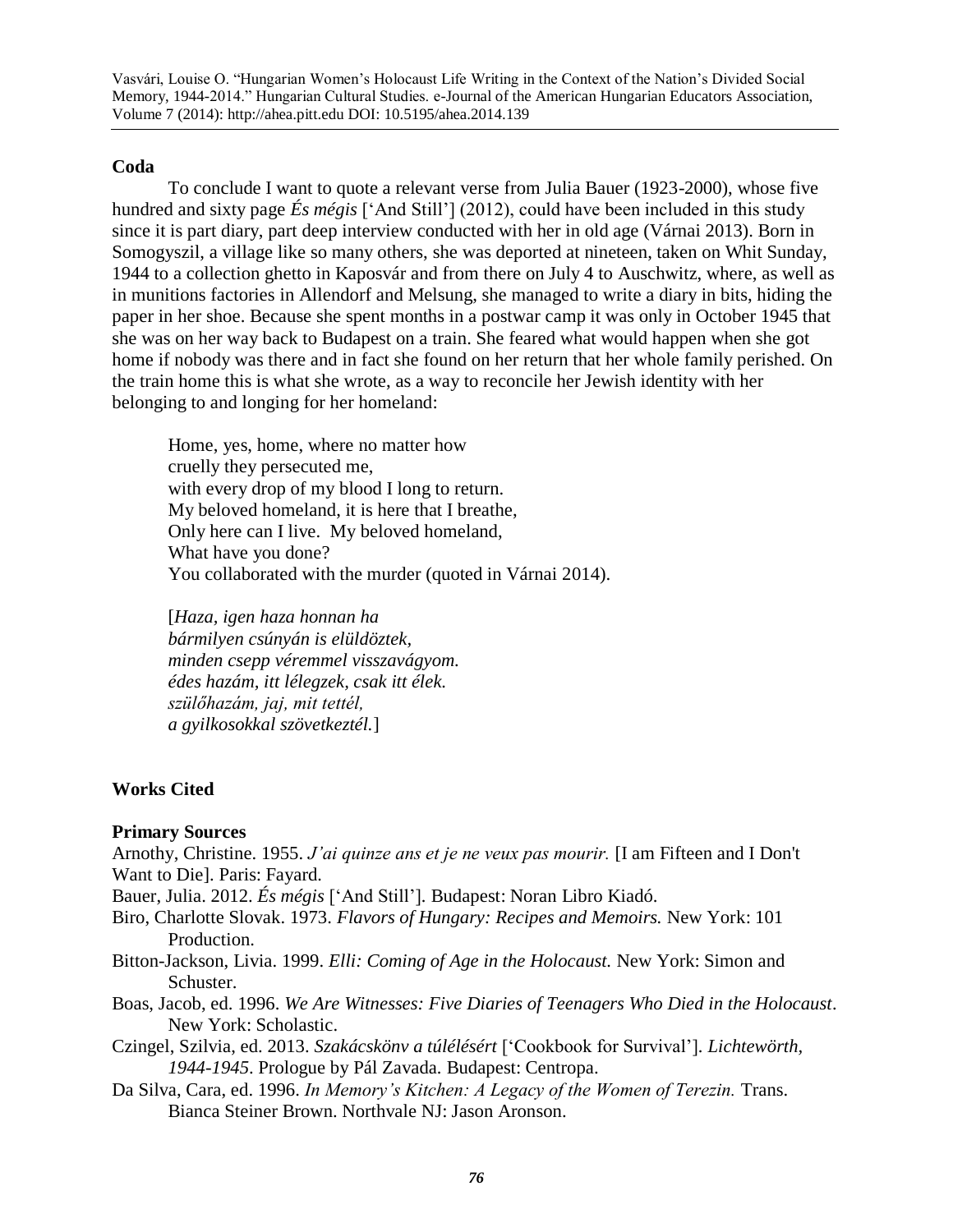## Coda

To conclude I want to quote a relevant verse from Julia Bauer (1923-2000), whose five hundred and sixty page *És mégis* ['And Still'] (2012), could have been included in this study since it is part diary, part deep interview conducted with her in old age (Várnai 2013). Born in Somogyszil, a village like so many others, she was deported at nineteen, taken on Whit Sunday, 1944 to a collection ghetto in Kaposvár and from there on July 4 to Auschwitz, where, as well as in munitions factories in Allendorf and Melsung, she managed to write a diary in bits, hiding the paper in her shoe. Because she spent months in a postwar camp it was only in October 1945 that she was on her way back to Budapest on a train. She feared what would happen when she got home if nobody was there and in fact she found on her return that her whole family perished. On the train home this is what she wrote, as a way to reconcile her Jewish identity with her belonging to and longing for her homeland:

> Home, yes, home, where no matter how
> cruelly they persecuted me,
> with every drop of my blood I long to return.
> My beloved homeland, it is here that I breathe,
> Only here can I live. My beloved homeland,
> What have you done?
> You collaborated with the murder (quoted in Várnai 2014).
>
> [*Haza, igen haza honnan ha*
> *bármilyen csúnyán is elüldöztek,*
> *minden csepp véremmel visszavágyom.*
> *édes hazám, itt lélegzek, csak itt élek.*
> *szülőhazám, jaj, mit tettél,*
> *a gyilkosokkal szövetkeztél.*]

## Works Cited

### Primary Sources

Arnothy, Christine. 1955. *J'ai quinze ans et je ne veux pas mourir.* [I am Fifteen and I Don't Want to Die]. Paris: Fayard.

Bauer, Julia. 2012. *És mégis* ['And Still']. Budapest: Noran Libro Kiadó.

Biro, Charlotte Slovak. 1973. *Flavors of Hungary: Recipes and Memoirs.* New York: 101 Production.

Bitton-Jackson, Livia. 1999. *Elli: Coming of Age in the Holocaust.* New York: Simon and Schuster.

Boas, Jacob, ed. 1996. *We Are Witnesses: Five Diaries of Teenagers Who Died in the Holocaust*. New York: Scholastic.

Czingel, Szilvia, ed. 2013. *Szakácskönv a túlélésért* ['Cookbook for Survival']. *Lichtewörth, 1944-1945*. Prologue by Pál Zavada. Budapest: Centropa.

Da Silva, Cara, ed. 1996. *In Memory's Kitchen: A Legacy of the Women of Terezin.* Trans. Bianca Steiner Brown. Northvale NJ: Jason Aronson.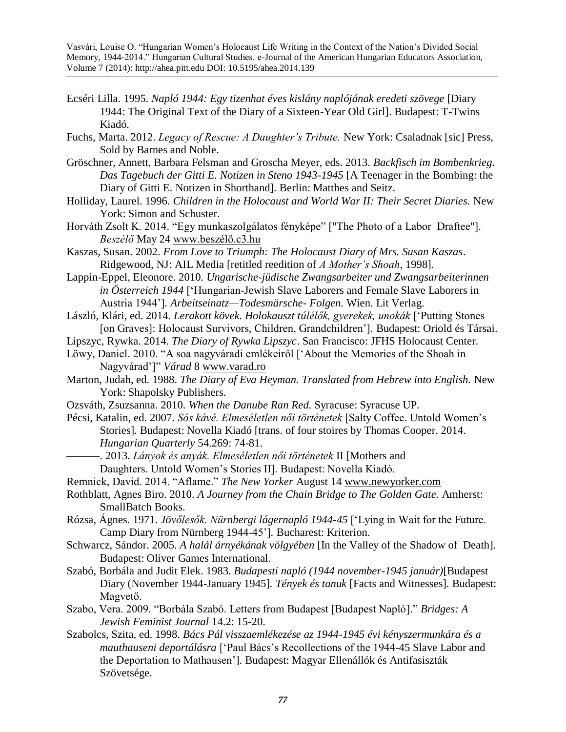Ecséri Lilla. 1995. *Napló 1944: Egy tizenhat éves kislány naplójának eredeti szövege* [Diary 1944: The Original Text of the Diary of a Sixteen-Year Old Girl]. Budapest: T-Twins Kiadó.

Fuchs, Marta. 2012. *Legacy of Rescue: A Daughter's Tribute.* New York: Csaladnak [sic] Press, Sold by Barnes and Noble.

Gröschner, Annett, Barbara Felsman and Groscha Meyer, eds. 2013. *Backfisch im Bombenkrieg. Das Tagebuch der Gitti E. Notizen in Steno 1943-1945* [A Teenager in the Bombing: the Diary of Gitti E. Notizen in Shorthand]. Berlin: Matthes and Seitz.

Holliday, Laurel. 1996. *Children in the Holocaust and World War II: Their Secret Diaries.* New York: Simon and Schuster.

Horváth Zsolt K. 2014. "Egy munkaszolgálatos fényképe" ["The Photo of a Labor Draftee"]. *Beszélő* May 24 www.beszélő.c3.hu

Kaszas, Susan. 2002. *From Love to Triumph: The Holocaust Diary of Mrs. Susan Kaszas*. Ridgewood, NJ: AIL Media [retitled reedition of *A Mother's Shoah*, 1998].

Lappin-Eppel, Eleonore. 2010. *Ungarische-jüdische Zwangsarbeiter und Zwangsarbeiterinnen in Österreich 1944* ['Hungarian-Jewish Slave Laborers and Female Slave Laborers in Austria 1944']. *Arbeitseinatz—Todesmärsche- Folgen.* Wien. Lit Verlag.

László, Klári, ed. 2014. *Lerakott kövek. Holokauszt túlélők, gyerekek, unokák* ['Putting Stones [on Graves]: Holocaust Survivors, Children, Grandchildren']. Budapest: Oriold és Társai.

Lipszyc, Rywka. 2014. *The Diary of Rywka Lipszyc*. San Francisco: JFHS Holocaust Center.

Löwy, Daniel. 2010. "A soa nagyváradi emlékeiről ['About the Memories of the Shoah in Nagyvárad']" *Várad* 8 www.varad.ro

Marton, Judah, ed. 1988. *The Diary of Eva Heyman. Translated from Hebrew into English.* New York: Shapolsky Publishers.

Ozsváth, Zsuzsanna. 2010. *When the Danube Ran Red.* Syracuse: Syracuse UP.

Pécsi, Katalin, ed. 2007. *Sós kávé. Elmeséletlen női történetek* [Salty Coffee. Untold Women's Stories]. Budapest: Novella Kiadó [trans. of four stoires by Thomas Cooper. 2014. *Hungarian Quarterly* 54.269: 74-81.

———. 2013. *Lányok és anyák. Elmeséletlen női történetek* II [Mothers and Daughters. Untold Women's Stories II]. Budapest: Novella Kiadó.

Remnick, David. 2014. "Aflame." *The New Yorker* August 14 www.newyorker.com

Rothblatt, Agnes Biro. 2010. *A Journey from the Chain Bridge to The Golden Gate.* Amherst: SmallBatch Books.

Rózsa, Ágnes. 1971. *Jövőlesők. Nürnbergi lágernapló 1944-45* ['Lying in Wait for the Future. Camp Diary from Nürnberg 1944-45']. Bucharest: Kriterion.

Schwarcz, Sándor. 2005. *A halál árnyékának völgyében* [In the Valley of the Shadow of Death]. Budapest: Oliver Games International.

Szabó, Borbála and Judit Elek. 1983. *Budapesti napló (1944 november-1945 január)*[Budapest Diary (November 1944-January 1945]. *Tények és tanuk* [Facts and Witnesses]. Budapest: Magvető.

Szabo, Vera. 2009. "Borbála Szabó. Letters from Budapest [Budapest Napló]." *Bridges: A Jewish Feminist Journal* 14.2: 15-20.

Szabolcs, Szita, ed. 1998. *Bács Pál visszaemlékezése az 1944-1945 évi kényszermunkára és a mauthauseni deportálásra* ['Paul Bács's Recollections of the 1944-45 Slave Labor and the Deportation to Mathausen']. Budapest: Magyar Ellenállók és Antifasiszták Szövetsége.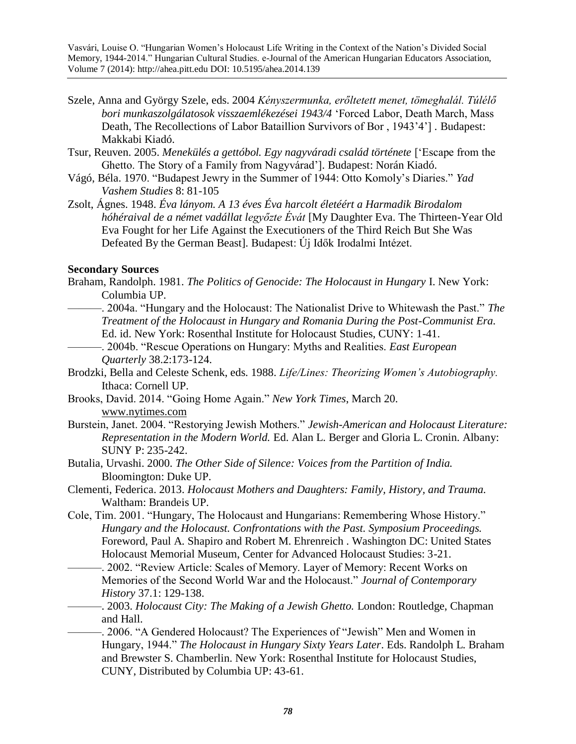Szele, Anna and György Szele, eds. 2004 *Kényszermunka, erőltetett menet, tömeghalál. Túlélő bori munkaszolgálatosok visszaemlékezései 1943/4* 'Forced Labor, Death March, Mass Death, The Recollections of Labor Bataillion Survivors of Bor , 1943'4'] . Budapest: Makkabi Kiadó.

Tsur, Reuven. 2005. *Menekülés a gettóbol. Egy nagyváradi család története* ['Escape from the Ghetto. The Story of a Family from Nagyvárad']. Budapest: Norán Kiadó.

Vágó, Béla. 1970. "Budapest Jewry in the Summer of 1944: Otto Komoly's Diaries." *Yad Vashem Studies* 8: 81-105

Zsolt, Ágnes. 1948. *Éva lányom. A 13 éves Éva harcolt életéért a Harmadik Birodalom hóhéraival de a német vadállat legyőzte Évát* [My Daughter Eva. The Thirteen-Year Old Eva Fought for her Life Against the Executioners of the Third Reich But She Was Defeated By the German Beast]. Budapest: Új Idők Irodalmi Intézet.

**Secondary Sources**

Braham, Randolph. 1981. *The Politics of Genocide: The Holocaust in Hungary* I. New York: Columbia UP.

———. 2004a. "Hungary and the Holocaust: The Nationalist Drive to Whitewash the Past." *The Treatment of the Holocaust in Hungary and Romania During the Post-Communist Era.* Ed. id. New York: Rosenthal Institute for Holocaust Studies, CUNY: 1-41.

———. 2004b. "Rescue Operations on Hungary: Myths and Realities. *East European Quarterly* 38.2:173-124.

Brodzki, Bella and Celeste Schenk, eds. 1988. *Life/Lines: Theorizing Women's Autobiography.* Ithaca: Cornell UP.

Brooks, David. 2014. "Going Home Again." *New York Times*, March 20. www.nytimes.com

Burstein, Janet. 2004. "Restorying Jewish Mothers." *Jewish-American and Holocaust Literature: Representation in the Modern World.* Ed. Alan L. Berger and Gloria L. Cronin. Albany: SUNY P: 235-242.

Butalia, Urvashi. 2000. *The Other Side of Silence: Voices from the Partition of India.* Bloomington: Duke UP.

Clementi, Federica. 2013. *Holocaust Mothers and Daughters: Family, History, and Trauma.* Waltham: Brandeis UP.

Cole, Tim. 2001. "Hungary, The Holocaust and Hungarians: Remembering Whose History." *Hungary and the Holocaust. Confrontations with the Past. Symposium Proceedings.* Foreword, Paul A. Shapiro and Robert M. Ehrenreich . Washington DC: United States Holocaust Memorial Museum, Center for Advanced Holocaust Studies: 3-21.

———. 2002. "Review Article: Scales of Memory. Layer of Memory: Recent Works on Memories of the Second World War and the Holocaust." *Journal of Contemporary History* 37.1: 129-138.

———. 2003. *Holocaust City: The Making of a Jewish Ghetto.* London: Routledge, Chapman and Hall.

———. 2006. "A Gendered Holocaust? The Experiences of "Jewish" Men and Women in Hungary, 1944." *The Holocaust in Hungary Sixty Years Later*. Eds. Randolph L. Braham and Brewster S. Chamberlin. New York: Rosenthal Institute for Holocaust Studies, CUNY, Distributed by Columbia UP: 43-61.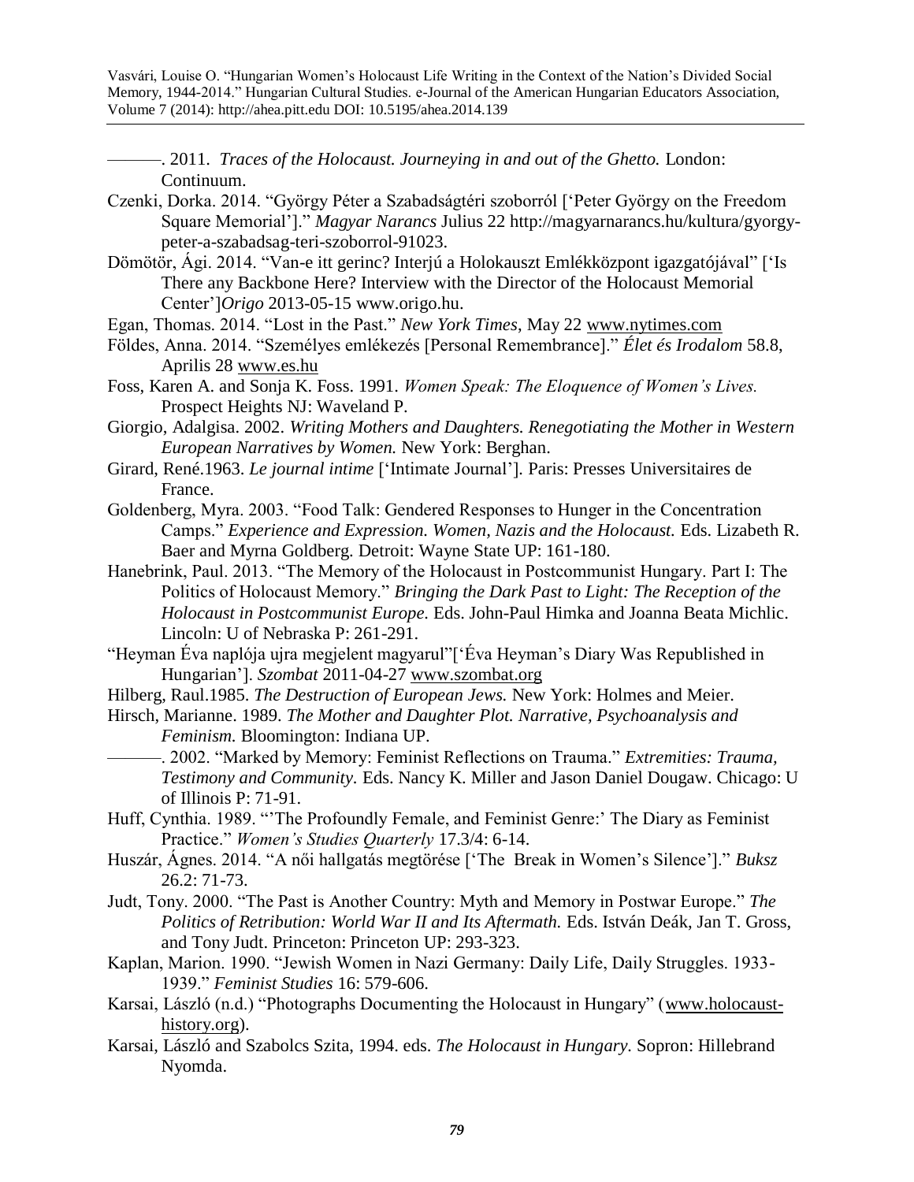———. 2011. *Traces of the Holocaust. Journeying in and out of the Ghetto.* London: Continuum.

Czenki, Dorka. 2014. "György Péter a Szabadságtéri szoborról ['Peter György on the Freedom Square Memorial']." *Magyar Narancs* Julius 22 http://magyarnarancs.hu/kultura/gyorgy-peter-a-szabadsag-teri-szoborrol-91023.

Dömötör, Ági. 2014. "Van-e itt gerinc? Interjú a Holokauszt Emlékközpont igazgatójával" ['Is There any Backbone Here? Interview with the Director of the Holocaust Memorial Center']*Origo* 2013-05-15 www.origo.hu.

Egan, Thomas. 2014. "Lost in the Past." *New York Times*, May 22 www.nytimes.com

Földes, Anna. 2014. "Személyes emlékezés [Personal Remembrance]." *Élet és Irodalom* 58.8, Aprilis 28 www.es.hu

Foss, Karen A. and Sonja K. Foss. 1991. *Women Speak: The Eloquence of Women's Lives.* Prospect Heights NJ: Waveland P.

Giorgio, Adalgisa. 2002. *Writing Mothers and Daughters. Renegotiating the Mother in Western European Narratives by Women.* New York: Berghan.

Girard, René.1963. *Le journal intime* ['Intimate Journal']. Paris: Presses Universitaires de France.

Goldenberg, Myra. 2003. "Food Talk: Gendered Responses to Hunger in the Concentration Camps." *Experience and Expression. Women, Nazis and the Holocaust.* Eds. Lizabeth R. Baer and Myrna Goldberg. Detroit: Wayne State UP: 161-180.

Hanebrink, Paul. 2013. "The Memory of the Holocaust in Postcommunist Hungary. Part I: The Politics of Holocaust Memory." *Bringing the Dark Past to Light: The Reception of the Holocaust in Postcommunist Europe.* Eds. John-Paul Himka and Joanna Beata Michlic. Lincoln: U of Nebraska P: 261-291.

"Heyman Éva naplója ujra megjelent magyarul"['Éva Heyman's Diary Was Republished in Hungarian']. *Szombat* 2011-04-27 www.szombat.org

Hilberg, Raul.1985. *The Destruction of European Jews.* New York: Holmes and Meier.

Hirsch, Marianne. 1989. *The Mother and Daughter Plot. Narrative, Psychoanalysis and Feminism.* Bloomington: Indiana UP.

———. 2002. "Marked by Memory: Feminist Reflections on Trauma." *Extremities: Trauma, Testimony and Community.* Eds. Nancy K. Miller and Jason Daniel Dougaw. Chicago: U of Illinois P: 71-91.

Huff, Cynthia. 1989. "'The Profoundly Female, and Feminist Genre:' The Diary as Feminist Practice." *Women's Studies Quarterly* 17.3/4: 6-14.

Huszár, Ágnes. 2014. "A női hallgatás megtörése ['The Break in Women's Silence']." *Buksz* 26.2: 71-73.

Judt, Tony. 2000. "The Past is Another Country: Myth and Memory in Postwar Europe." *The Politics of Retribution: World War II and Its Aftermath.* Eds. István Deák, Jan T. Gross, and Tony Judt. Princeton: Princeton UP: 293-323.

Kaplan, Marion. 1990. "Jewish Women in Nazi Germany: Daily Life, Daily Struggles. 1933-1939." *Feminist Studies* 16: 579-606.

Karsai, László (n.d.) "Photographs Documenting the Holocaust in Hungary" (www.holocaust-history.org).

Karsai, László and Szabolcs Szita, 1994. eds. *The Holocaust in Hungary.* Sopron: Hillebrand Nyomda.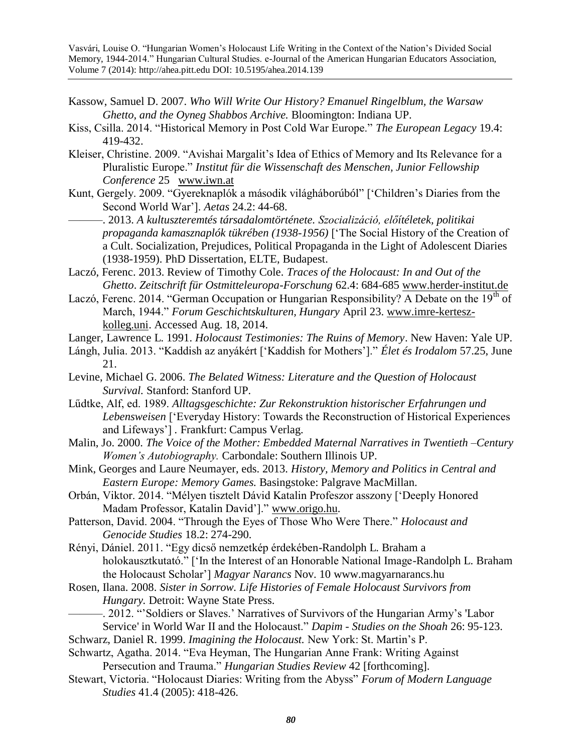Kassow, Samuel D. 2007. *Who Will Write Our History? Emanuel Ringelblum, the Warsaw Ghetto, and the Oyneg Shabbos Archive.* Bloomington: Indiana UP.

Kiss, Csilla. 2014. "Historical Memory in Post Cold War Europe." *The European Legacy* 19.4: 419-432.

Kleiser, Christine. 2009. "Avishai Margalit's Idea of Ethics of Memory and Its Relevance for a Pluralistic Europe." *Institut für die Wissenschaft des Menschen, Junior Fellowship Conference* 25 www.iwn.at

Kunt, Gergely. 2009. "Gyereknaplók a második világháborúból" ['Children's Diaries from the Second World War']. *Aetas* 24.2: 44-68.

———. 2013. *A kultuszteremtés társadalomtörténete. Szocializáció, előítéletek, politikai propaganda kamasznaplók tükrében (1938-1956)* ['The Social History of the Creation of a Cult. Socialization, Prejudices, Political Propaganda in the Light of Adolescent Diaries (1938-1959). PhD Dissertation, ELTE, Budapest.

Laczó, Ferenc. 2013. Review of Timothy Cole. *Traces of the Holocaust: In and Out of the Ghetto*. *Zeitschrift für Ostmitteleuropa-Forschung* 62.4: 684-685 www.herder-institut.de

Laczó, Ferenc. 2014. "German Occupation or Hungarian Responsibility? A Debate on the 19th of March, 1944." *Forum Geschichtskulturen, Hungary* April 23. www.imre-kertesz-kolleg.uni. Accessed Aug. 18, 2014.

Langer, Lawrence L. 1991. *Holocaust Testimonies: The Ruins of Memory*. New Haven: Yale UP.

Lángh, Julia. 2013. "Kaddish az anyákért ['Kaddish for Mothers']." *Élet és Irodalom* 57.25, June 21.

Levine, Michael G. 2006. *The Belated Witness: Literature and the Question of Holocaust Survival.* Stanford: Stanford UP.

Lűdtke, Alf, ed. 1989. *Alltagsgeschichte: Zur Rekonstruktion historischer Erfahrungen und Lebensweisen* ['Everyday History: Towards the Reconstruction of Historical Experiences and Lifeways'] . Frankfurt: Campus Verlag.

Malin, Jo. 2000. *The Voice of the Mother: Embedded Maternal Narratives in Twentieth –Century Women's Autobiography.* Carbondale: Southern Illinois UP.

Mink, Georges and Laure Neumayer, eds. 2013. *History, Memory and Politics in Central and Eastern Europe: Memory Games.* Basingstoke: Palgrave MacMillan.

Orbán, Viktor. 2014. "Mélyen tisztelt Dávid Katalin Profeszor asszony ['Deeply Honored Madam Professor, Katalin David']." www.origo.hu.

Patterson, David. 2004. "Through the Eyes of Those Who Were There." *Holocaust and Genocide Studies* 18.2: 274-290.

Rényi, Dániel. 2011. "Egy dicső nemzetkép érdekében-Randolph L. Braham a holokausztkutató." ['In the Interest of an Honorable National Image-Randolph L. Braham the Holocaust Scholar'] *Magyar Narancs* Nov. 10 www.magyarnarancs.hu

Rosen, Ilana. 2008. *Sister in Sorrow. Life Histories of Female Holocaust Survivors from Hungary.* Detroit: Wayne State Press.

———. 2012. "'Soldiers or Slaves.' Narratives of Survivors of the Hungarian Army's 'Labor Service' in World War II and the Holocaust." *Dapim - Studies on the Shoah* 26: 95-123.

Schwarz, Daniel R. 1999. *Imagining the Holocaust.* New York: St. Martin's P.

Schwartz, Agatha. 2014. "Eva Heyman, The Hungarian Anne Frank: Writing Against Persecution and Trauma." *Hungarian Studies Review* 42 [forthcoming].

Stewart, Victoria. "Holocaust Diaries: Writing from the Abyss" *Forum of Modern Language Studies* 41.4 (2005): 418-426.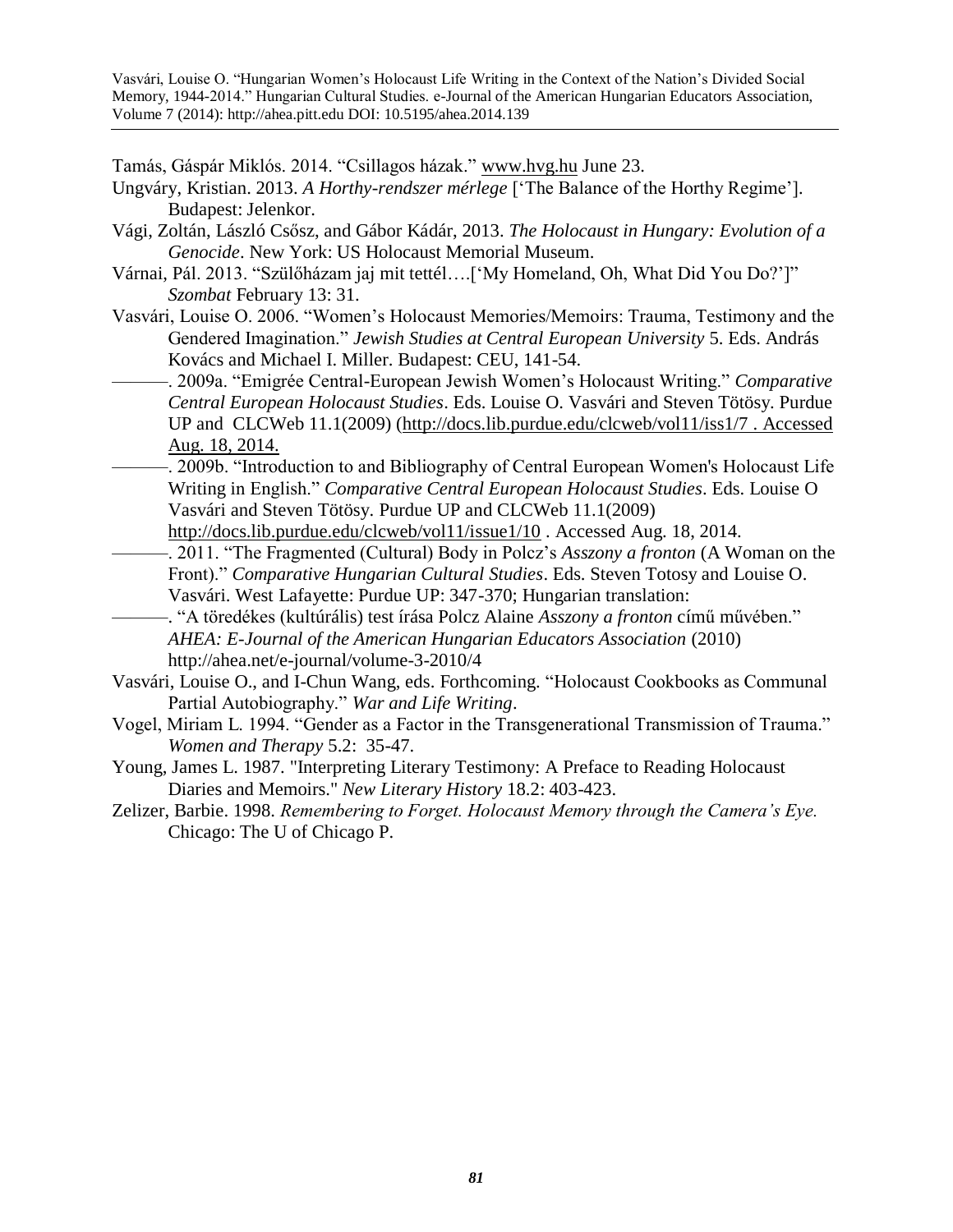Tamás, Gáspár Miklós. 2014. "Csillagos házak." www.hvg.hu June 23.

Ungváry, Kristian. 2013. *A Horthy-rendszer mérlege* ['The Balance of the Horthy Regime']. Budapest: Jelenkor.

Vági, Zoltán, László Csősz, and Gábor Kádár, 2013. *The Holocaust in Hungary: Evolution of a Genocide*. New York: US Holocaust Memorial Museum.

Várnai, Pál. 2013. "Szülőházam jaj mit tettél….['My Homeland, Oh, What Did You Do?']" *Szombat* February 13: 31.

Vasvári, Louise O. 2006. "Women's Holocaust Memories/Memoirs: Trauma, Testimony and the Gendered Imagination." *Jewish Studies at Central European University* 5. Eds. András Kovács and Michael I. Miller. Budapest: CEU, 141-54.

———. 2009a. "Emigrée Central-European Jewish Women's Holocaust Writing." *Comparative Central European Holocaust Studies*. Eds. Louise O. Vasvári and Steven Tötösy. Purdue UP and CLCWeb 11.1(2009) (http://docs.lib.purdue.edu/clcweb/vol11/iss1/7 . Accessed Aug. 18, 2014.

———. 2009b. "Introduction to and Bibliography of Central European Women's Holocaust Life Writing in English." *Comparative Central European Holocaust Studies*. Eds. Louise O Vasvári and Steven Tötösy. Purdue UP and CLCWeb 11.1(2009) http://docs.lib.purdue.edu/clcweb/vol11/issue1/10 . Accessed Aug. 18, 2014.

———. 2011. "The Fragmented (Cultural) Body in Polcz's *Asszony a fronton* (A Woman on the Front)." *Comparative Hungarian Cultural Studies*. Eds. Steven Totosy and Louise O. Vasvári. West Lafayette: Purdue UP: 347-370; Hungarian translation:

———. "A töredékes (kultúrális) test írása Polcz Alaine *Asszony a fronton* című művében." *AHEA: E-Journal of the American Hungarian Educators Association* (2010) http://ahea.net/e-journal/volume-3-2010/4

Vasvári, Louise O., and I-Chun Wang, eds. Forthcoming. "Holocaust Cookbooks as Communal Partial Autobiography." *War and Life Writing*.

Vogel, Miriam L. 1994. "Gender as a Factor in the Transgenerational Transmission of Trauma." *Women and Therapy* 5.2: 35-47.

Young, James L. 1987. "Interpreting Literary Testimony: A Preface to Reading Holocaust Diaries and Memoirs." *New Literary History* 18.2: 403-423.

Zelizer, Barbie. 1998. *Remembering to Forget. Holocaust Memory through the Camera's Eye.* Chicago: The U of Chicago P.